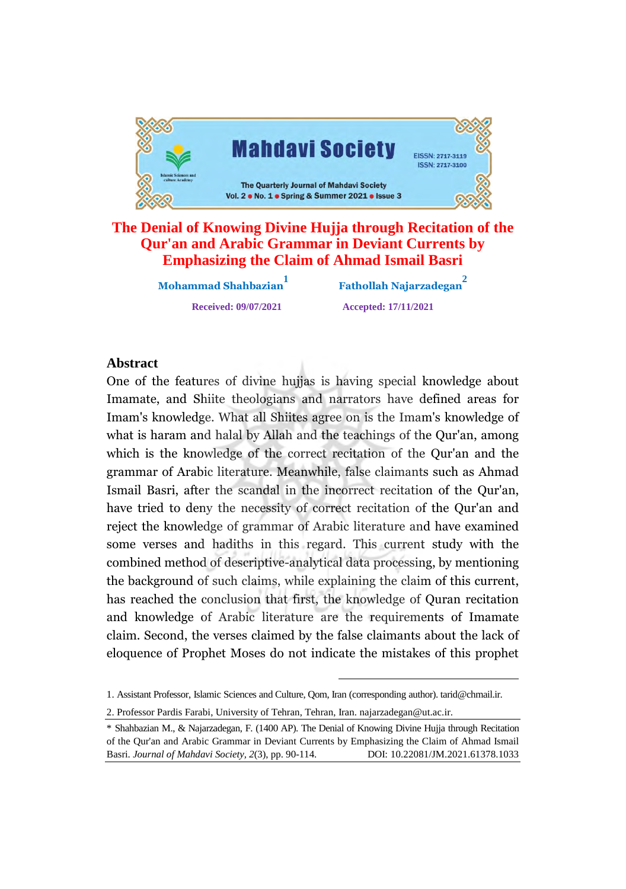# The Denial of Knowing Divine Hujja through Recitation of the Qur'an and Arabic Grammar in Deviant Currents by Emphasizing the Claim of Ahmad Ismail Basri

**Mohammad Shahbazian**[1] **Fathollah Najarzadegan**[2]

**Received: 09/07/2021** **Accepted: 17/11/2021**

## Abstract

One of the features of divine hujjas is having special knowledge about Imamate, and Shiite theologians and narrators have defined areas for Imam's knowledge. What all Shiites agree on is the Imam's knowledge of what is haram and halal by Allah and the teachings of the Qur'an, among which is the knowledge of the correct recitation of the Qur'an and the grammar of Arabic literature. Meanwhile, false claimants such as Ahmad Ismail Basri, after the scandal in the incorrect recitation of the Qur'an, have tried to deny the necessity of correct recitation of the Qur'an and reject the knowledge of grammar of Arabic literature and have examined some verses and hadiths in this regard. This current study with the combined method of descriptive-analytical data processing, by mentioning the background of such claims, while explaining the claim of this current, has reached the conclusion that first, the knowledge of Quran recitation and knowledge of Arabic literature are the requirements of Imamate claim. Second, the verses claimed by the false claimants about the lack of eloquence of Prophet Moses do not indicate the mistakes of this prophet

---

1. Assistant Professor, Islamic Sciences and Culture, Qom, Iran (corresponding author). tarid@chmail.ir.

2. Professor Pardis Farabi, University of Tehran, Tehran, Iran. najarzadegan@ut.ac.ir.

\* Shahbazian M., & Najarzadegan, F. (1400 AP). The Denial of Knowing Divine Hujja through Recitation of the Qur'an and Arabic Grammar in Deviant Currents by Emphasizing the Claim of Ahmad Ismail Basri. *Journal of Mahdavi Society*, *2*(3), pp. 90-114. DOI: 10.22081/JM.2021.61378.1033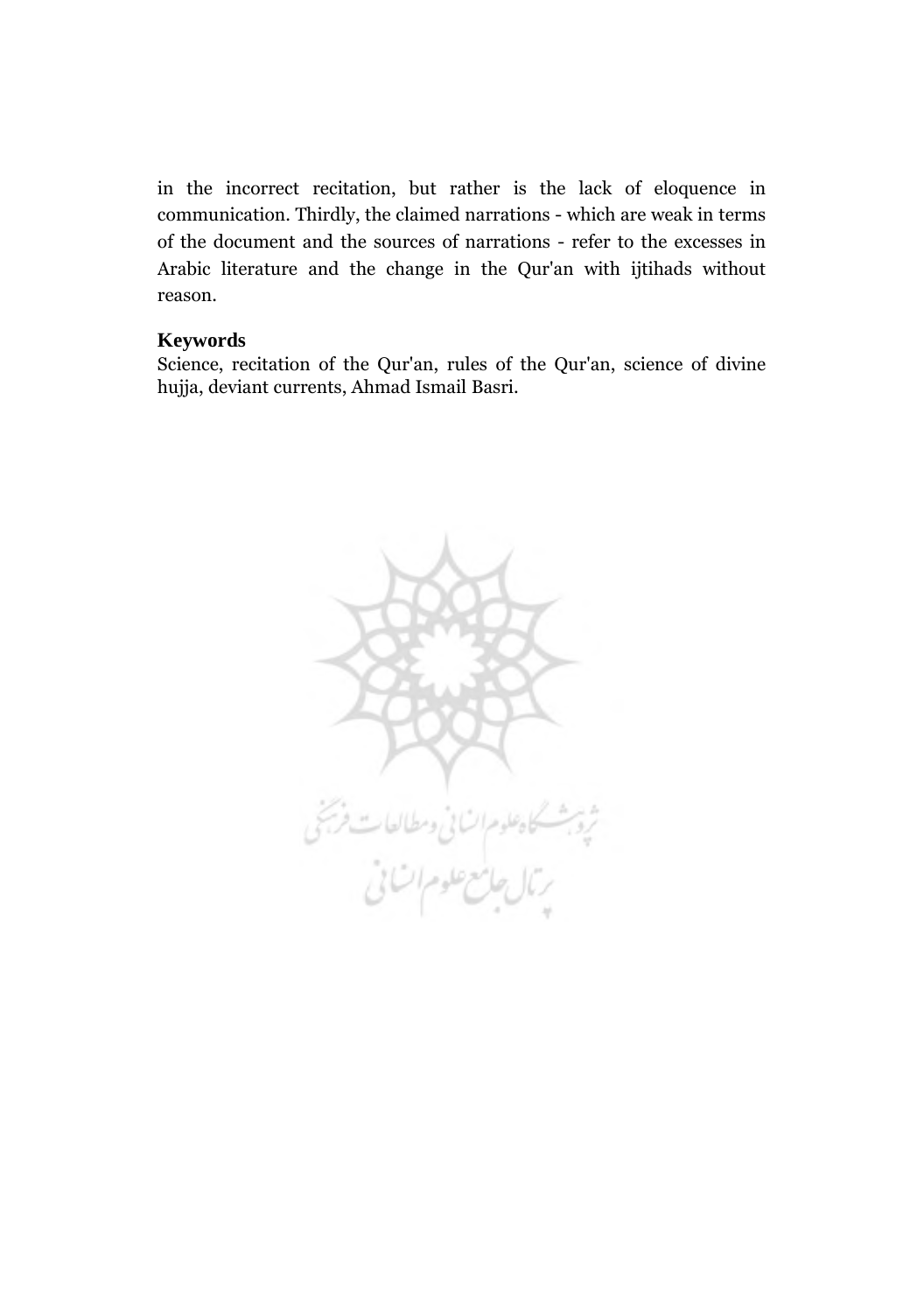in the incorrect recitation, but rather is the lack of eloquence in communication. Thirdly, the claimed narrations - which are weak in terms of the document and the sources of narrations - refer to the excesses in Arabic literature and the change in the Qur'an with ijtihads without reason.

### Keywords

Science, recitation of the Qur'an, rules of the Qur'an, science of divine hujja, deviant currents, Ahmad Ismail Basri.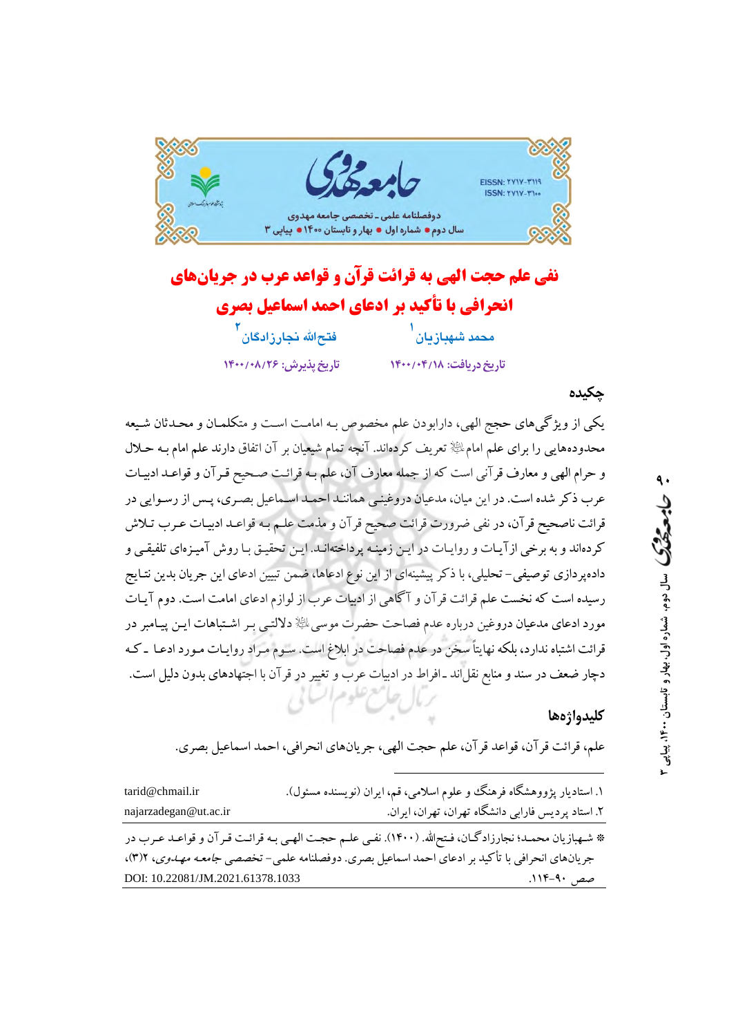# نفی علم حجت الهی به قرائت قرآن و قواعد عرب در جریان‌های انحرافی با تأکید بر ادعای احمد اسماعیل بصری

محمد شهبازیان[1]  فتح‌الله نجارزادگان[2]

تاریخ دریافت: ۱۴۰۰/۰۴/۱۸  تاریخ پذیرش: ۱۴۰۰/۰۸/۲۶

## چکیده

یکی از ویژگی‌های حجج الهی، دارابودن علم مخصوص بـه امامـت اسـت و متکلمـان و محـدثان شـیعه محدوده‌هایی را برای علم امام ﷺ تعریف کرده‌اند. آنچه تمام شیعیان بر آن اتفاق دارند علم امام بـه حـلال و حرام الهی و معارف قرآنی است که از جمله معارف آن، علم به قرائت صـحیح قـرآن و قواعـد ادبیـات عرب ذکر شده است. در این میان، مدعیان دروغینـی هماننـد احمـد اسـماعیل بصـری، پـس از رسـوایی در قرائت ناصحیح قرآن، در نفی ضرورت قرائت صحیح قرآن و مذمت علـم بـه قواعـد ادبیـات عـرب تـلاش کرده‌اند و به برخی ازآیـات و روایـات در ایـن زمینـه پرداختـه‌انـد. ایـن تحقیـق بـا روش آمیـزه‌ای تلفیقـی و داده‌پردازی توصیفی– تحلیلی، با ذکر پیشینه‌ای از این نوع ادعاها، ضمن تبیین ادعای این جریان بدین نتـایج رسیده است که نخست علم قرائت قرآن و آگاهی از ادبیات عرب از لوازم ادعای امامت است. دوم آیـات مورد ادعای مدعیان دروغین درباره عدم فصاحت حضرت موسی ﷺ دلالتـی بـر اشـتباهات ایـن پیـامبر در قرائت اشتباه ندارد، بلکه نهایتاً سخن در عدم فصاحت در ابلاغ است. سـوم مـراد روایـات مـورد ادعـا ـ کـه دچار ضعف در سند و منابع نقل‌اند ـ افراط در ادبیات عرب و تغییر در قرآن با اجتهادهای بدون دلیل است.

## کلیدواژه‌ها

علم، قرائت قرآن، قواعد قرآن، علم حجت الهی، جریان‌های انحرافی، احمد اسماعیل بصری.

---

۱. استادیار پژوهشگاه فرهنگ و علوم اسلامی، قم، ایران (نویسنده مسئول). tarid@chmail.ir

۲. استاد پردیس فارابی دانشگاه تهران، تهران، ایران. najarzadegan@ut.ac.ir

* شهبازیان محمـد؛ نجارزادگـان، فـتح‌الله. (۱۴۰۰). نفـی علـم حجـت الهـی بـه قرائـت قـرآن و قواعـد عـرب در جریان‌های انحرافی با تأکید بر ادعای احمد اسماعیل بصری. دوفصلنامه علمی– تخصصی *جامعه مهدوی*، ۲(۳)، صص ۹۰-۱۱۴. DOI: 10.22081/JM.2021.61378.1033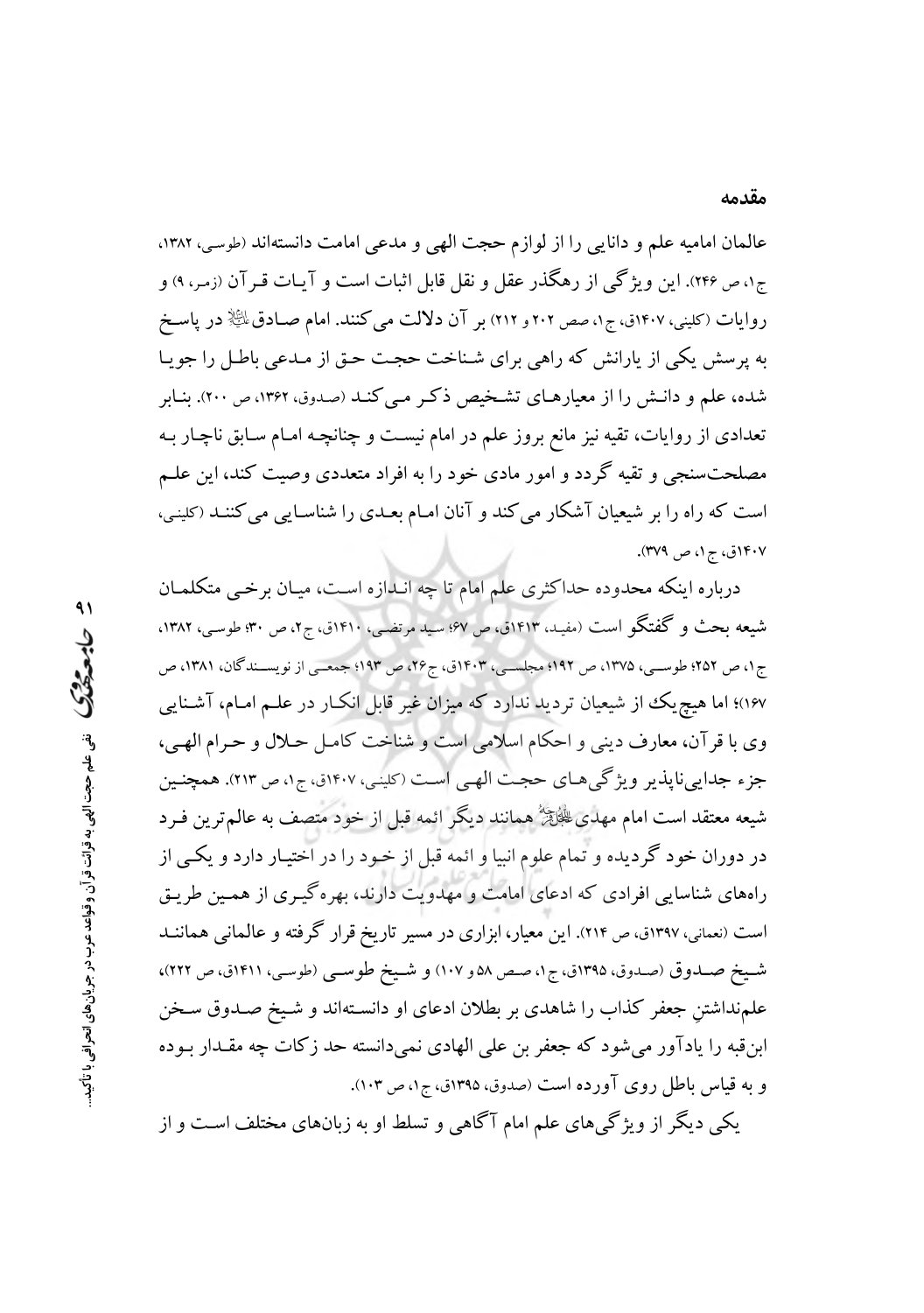## مقدمه

عالمان امامیه علم و دانایی را از لوازم حجت الهی و مدعی امامت دانسته‌اند (طوسی، ۱۳۸۲، ج۱، ص ۲۴۶). این ویژگی از رهگذر عقل و نقل قابل اثبات است و آیات قرآن (زمر، ۹) و روایات (کلینی، ۱۴۰۷ق، ج۱، صص ۲۰۲ و ۲۱۲) بر آن دلالت می‌کنند. امام صادق﵇ در پاسخ به پرسش یکی از یارانش که راهی برای شناخت حجت حق از مدعی باطل را جویا شده، علم و دانش را از معیارهای تشخیص ذکر می‌کند (صدوق، ۱۳۶۲، ص ۲۰۰). بنابر تعدادی از روایات، تقیه نیز مانع بروز علم در امام نیست و چنانچه امام سابق ناچار به مصلحت‌سنجی و تقیه گردد و امور مادی خود را به افراد متعددی وصیت کند، این علم است که راه را بر شیعیان آشکار می‌کند و آنان امام بعدی را شناسایی می‌کنند (کلینی، ۱۴۰۷ق، ج۱، ص ۳۷۹).

درباره اینکه محدوده حداکثری علم امام تا چه اندازه است، میان برخی متکلمان شیعه بحث و گفتگو است (مفید، ۱۴۱۳ق، ص ۶۷؛ سید مرتضی، ۱۴۱۰ق، ج۲، ص ۳۰؛ طوسی، ۱۳۸۲، ج۱، ص ۲۵۲؛ طوسی، ۱۳۷۵، ص ۱۹۲؛ مجلسی، ۱۴۰۳ق، ج۲۶، ص ۱۹۳؛ جمعی از نویسندگان، ۱۳۸۱، ص ۱۶۷)؛ اما هیچ‌یک از شیعیان تردید ندارد که میزان غیر قابل انکار در علم امام، آشنایی وی با قرآن، معارف دینی و احکام اسلامی است و شناخت کامل حلال و حرام الهی، جزء جدایی‌ناپذیر ویژگی‌های حجت الهی است (کلینی، ۱۴۰۷ق، ج۱، ص ۲۱۳). همچنین شیعه معتقد است امام مهدی﷽ همانند دیگر ائمه قبل از خود متصف به عالم‌ترین فرد در دوران خود گردیده و تمام علوم انبیا و ائمه قبل از خود را در اختیار دارد و یکی از راه‌های شناسایی افرادی که ادعای امامت و مهدویت دارند، بهره‌گیری از همین طریق است (نعمانی، ۱۳۹۷ق، ص ۲۱۴). این معیار، ابزاری در مسیر تاریخ قرار گرفته و عالمانی همانند شیخ صدوق (صدوق، ۱۳۹۵ق، ج۱، صص ۵۸ و ۱۰۷) و شیخ طوسی (طوسی، ۱۴۱۱ق، ص ۲۲۲)، علم‌نداشتنِ جعفر کذاب را شاهدی بر بطلان ادعای او دانسته‌اند و شیخ صدوق سخن ابن‌قبه را یادآور می‌شود که جعفر بن علی الهادی نمی‌دانسته حد زکات چه مقدار بوده و به قیاس باطل روی آورده است (صدوق، ۱۳۹۵ق، ج۱، ص ۱۰۳).

یکی دیگر از ویژگی‌های علم امام آگاهی و تسلط او به زبان‌های مختلف است و از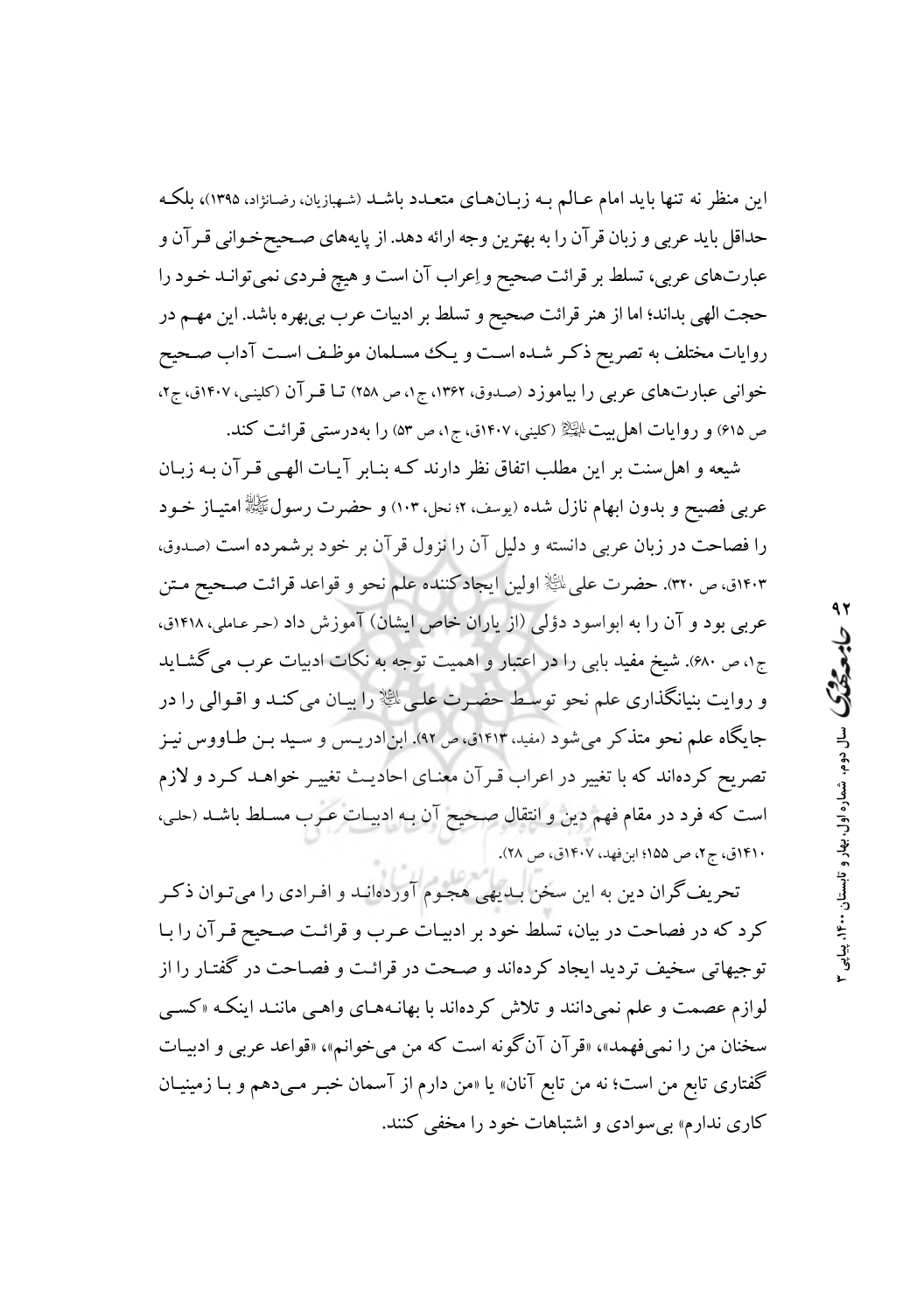این منظر نه تنها باید امام عـالم بـه زبـان‌هـای متعـدد باشـد (شهبازیان، رضانژاد، ۱۳۹۵)، بلکـه حداقل باید عربی و زبان قرآن را به بهترین وجه ارائه دهد. از پایه‌های صـحیح‌خـوانی قـرآن و عبارت‌های عربی، تسلط بر قرائت صحیح و اِعراب آن است و هیچ فـردی نمی‌توانـد خـود را حجت الهی بداند؛ اما از هنر قرائت صحیح و تسلط بر ادبیات عرب بی‌بهره باشد. این مهـم در روایات مختلف به تصریح ذکـر شـده اسـت و یـک مسـلمان موظـف اسـت آداب صـحیح خوانی عبارت‌های عربی را بیاموزد (صدوق، ۱۳۶۲، ج۱، ص ۲۵۸) تـا قـرآن (کلینی، ۱۴۰۷ق، ج۲، ص ۶۱۵) و روایات اهل‌بیت علیهم السلام (کلینی، ۱۴۰۷ق، ج۱، ص ۵۳) را به‌درستی قرائت کند.

شیعه و اهل‌سنت بر این مطلب اتفاق نظر دارند کـه بنـابر آیـات الهـی قـرآن بـه زبـان عربی فصیح و بدون ابهام نازل شده (یوسف، ۲؛ نحل، ۱۰۳) و حضرت رسول صلی الله علیه و آله امتیـاز خـود را فصاحت در زبان عربی دانسته و دلیل آن را نزول قرآن بر خود برشمرده است (صدوق، ۱۴۰۳ق، ص ۳۲۰). حضرت علی علیه السلام اولین ایجادکننده علم نحو و قواعد قرائت صحیح مـتن عربی بود و آن را به ابواسود دؤلی (از یاران خاص ایشان) آموزش داد (حر عاملی، ۱۴۱۸ق، ج۱، ص ۶۸۰). شیخ مفید بابی را در اعتبار و اهمیت توجه به نکات ادبیات عرب می‌گشـاید و روایت بنیانگذاری علم نحو توسـط حضـرت علـی علیه السلام را بیـان می‌کنـد و اقـوالی را در جایگاه علم نحو متذکر می‌شود (مفید، ۱۴۱۳ق، ص ۹۲). ابن‌ادریـس و سـید بـن طـاووس نیـز تصریح کرده‌اند که با تغییر در اعراب قـرآن معنـای احادیـث تغییـر خواهـد کـرد و لازم است که فرد در مقام فهم دین و انتقال صـحیح آن بـه ادبیـات عـرب مسـلط باشـد (حلی، ۱۴۱۰ق، ج۲، ص ۱۵۵؛ ابن‌فهد، ۱۴۰۷ق، ص ۲۸).

تحریف‌گران دین به این سخن بـدیهی هجـوم آورده‌انـد و افـرادی را می‌تـوان ذکـر کرد که در فصاحت در بیان، تسلط خود بر ادبیـات عـرب و قرائـت صحیح قـرآن را بـا توجیهاتی سخیف تردید ایجاد کرده‌اند و صـحت در قرائـت و فصـاحت در گفتـار را از لوازم عصمت و علم نمی‌دانند و تلاش کرده‌اند با بهانـه‌هـای واهـی ماننـد اینکـه «کسـی سخنان من را نمی‌فهمد»، «قرآن آن‌گونه است که من می‌خوانم»، «قواعد عربی و ادبیـات گفتاری تابع من است؛ نه من تابع آنان» یا «من دارم از آسمان خبـر مـی‌دهم و بـا زمینیـان کاری ندارم» بی‌سوادی و اشتباهات خود را مخفی کنند.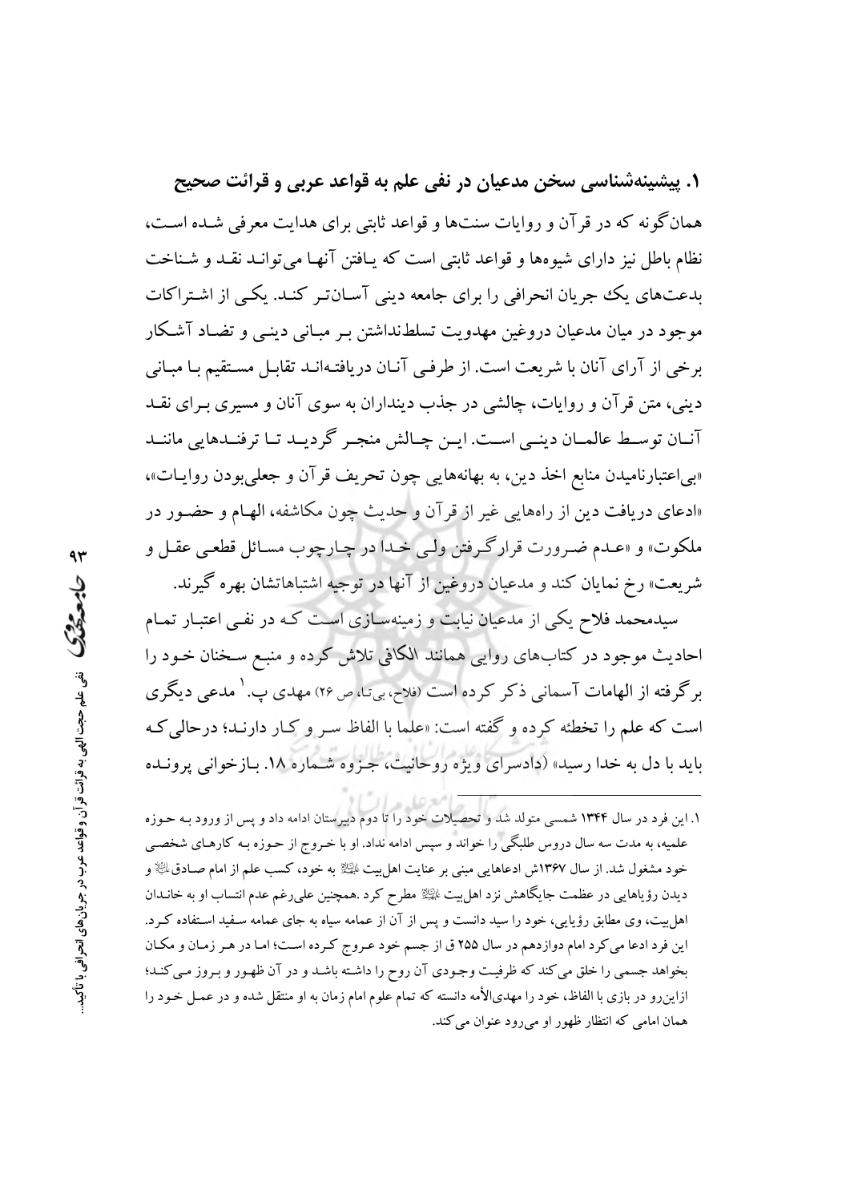### ۱. پیشینه‌شناسی سخن مدعیان در نفی علم به قواعد عربی و قرائت صحیح

همان‌گونه که در قرآن و روایات سنت‌ها و قواعد ثابتی برای هدایت معرفی شده است، نظام باطل نیز دارای شیوه‌ها و قواعد ثابتی است که یافتن آنها می‌تواند نقد و شناخت بدعت‌های یک جریان انحرافی را برای جامعه دینی آسان‌تر کند. یکی از اشتراکات موجود در میان مدعیان دروغین مهدویت تسلط‌نداشتن بر مبانی دینی و تضاد آشکار برخی از آرای آنان با شریعت است. از طرفی آنان دریافته‌اند تقابل مستقیم با مبانی دینی، متن قرآن و روایات، چالشی در جذب دینداران به سوی آنان و مسیری برای نقد آنان توسط عالمان دینی است. این چالش منجر گردید تا ترفندهایی مانند «بی‌اعتبارنامیدن منابع اخذ دین، به بهانه‌هایی چون تحریف قرآن و جعلی‌بودن روایات»، «ادعای دریافت دین از راه‌هایی غیر از قرآن و حدیث چون مکاشفه، الهام و حضور در ملکوت» و «عدم ضرورت قرارگرفتن ولی خدا در چارچوب مسائل قطعی عقل و شریعت» رخ نمایان کند و مدعیان دروغین از آنها در توجیه اشتباهاتشان بهره گیرند.

سیدمحمد فلاح یکی از مدعیان نیابت و زمینه‌سازی است که در نفی اعتبار تمام احادیث موجود در کتاب‌های روایی همانند الکافی تلاش کرده و منبع سخنان خود را برگرفته از الهامات آسمانی ذکر کرده است (فلاح، بی‌تا، ص ۲۶) مهدی پ.[۱] مدعی دیگری است که علم را تخطئه کرده و گفته است: «علما با الفاظ سر و کار دارند؛ درحالی‌که باید با دل به خدا رسید» (دادسرای ویژه روحانیت، جزوه شماره ۱۸. بازخوانی پرونده

---

۱. این فرد در سال ۱۳۴۴ شمسی متولد شد و تحصیلات خود را تا دوم دبیرستان ادامه داد و پس از ورود به حوزه علمیه، به مدت سه سال دروس طلبگی را خواند و سپس ادامه نداد. او با خروج از حوزه به کارهای شخصی خود مشغول شد. از سال ۱۳۶۷ش ادعاهایی مبنی بر عنایت اهل‌بیت علیهم‌السلام به خود، کسب علم از امام صادق علیه‌السلام و دیدن رؤیاهایی در عظمت جایگاهش نزد اهل‌بیت علیهم‌السلام مطرح کرد. همچنین علی‌رغم عدم انتساب او به خاندان اهل‌بیت، وی مطابق رؤیایی، خود را سید دانست و پس از آن از عمامه سیاه به جای عمامه سفید استفاده کرد. این فرد ادعا می‌کرد امام دوازدهم در سال ۲۵۵ ق از جسم خود عروج کرده است؛ اما در هر زمان و مکان بخواهد جسمی را خلق می‌کند که ظرفیت وجودی آن روح را داشته باشد و در آن ظهور و بروز می‌کند؛ ازاین‌رو در بازی با الفاظ، خود را مهدی‌الأمه دانسته که تمام علوم امام زمان به او منتقل شده و در عمل خود را همان امامی که انتظار ظهور او می‌رود عنوان می‌کند.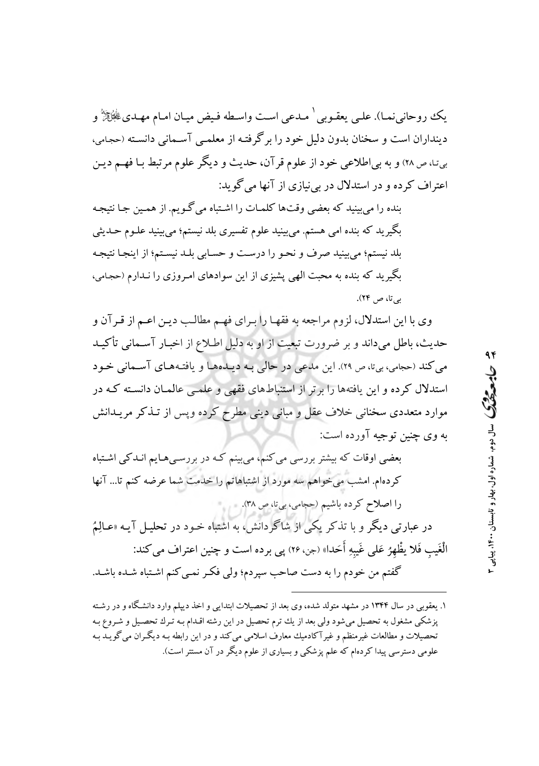یک روحانی‌نما). علی یعقوبی[1] مدعی است واسطه فیض میان امام مهدی عجل الله تعالی فرجه و دینداران است و سخنان بدون دلیل خود را برگرفته از معلمی آسمانی دانسته (حجامی، بی‌تا، ص ۲۸) و به بی‌اطلاعی خود از علوم قرآن، حدیث و دیگر علوم مرتبط با فهم دین اعتراف کرده و در استدلال در بی‌نیازی از آنها می‌گوید:

> بنده را می‌بینید که بعضی وقت‌ها کلمات را اشتباه می‌گویم. از همین جا نتیجه بگیرید که بنده امی هستم. می‌بینید علوم تفسیری بلد نیستم؛ می‌بینید علوم حدیثی بلد نیستم؛ می‌بینید صرف و نحو را درست و حسابی بلد نیستم؛ از اینجا نتیجه بگیرید که بنده به محبت الهی پشیزی از این سوادهای امروزی را ندارم (حجامی، بی‌تا، ص ۲۴).

وی با این استدلال، لزوم مراجعه به فقها را برای فهم مطالب دین اعم از قرآن و حدیث، باطل می‌داند و بر ضرورت تبعیت از او به دلیل اطلاع از اخبار آسمانی تأکید می‌کند (حجامی، بی‌تا، ص ۲۹). این مدعی در حالی به دیده‌ها و یافته‌های آسمانی خود استدلال کرده و این یافته‌ها را برتر از استنباط‌های فقهی و علمی عالمان دانسته که در موارد متعددی سخنانی خلاف عقل و مبانی دینی مطرح کرده وپس از تذکر مریدانش به وی چنین توجیه آورده است:

> بعضی اوقات که بیشتر بررسی می‌کنم، می‌بینم که در بررسی‌هایم اندکی اشتباه کرده‌ام. امشب می‌خواهم سه مورد از اشتباهاتم را خدمت شما عرضه کنم تا... آنها را اصلاح کرده باشیم (حجامی، بی‌تا، ص ۳۸).

در عبارتی دیگر و با تذکر یکی از شاگردانش، به اشتباه خود در تحلیل آیه «عالِمُ الْغَیبِ فَلا یظْهِرُ عَلی غَیبِهِ أَحَدا» (جن، ۲۶) پی برده است و چنین اعتراف می‌کند:

> گفتم من خودم را به دست صاحب سپردم؛ ولی فکر نمی‌کنم اشتباه شده باشد.

---

۱. یعقوبی در سال ۱۳۴۴ در مشهد متولد شده، وی بعد از تحصیلات ابتدایی و اخذ دیپلم وارد دانشگاه و در رشته پزشکی مشغول به تحصیل می‌شود ولی بعد از یك ترم تحصیل در این رشته اقدام به ترك تحصیل و شروع به تحصیلات و مطالعات غیرمنظم و غیرآکادمیك معارف اسلامی می‌کند و در این رابطه به دیگران می‌گوید به علومی دسترسی پیدا کرده‌ام که علم پزشکی و بسیاری از علوم دیگر در آن مستتر است).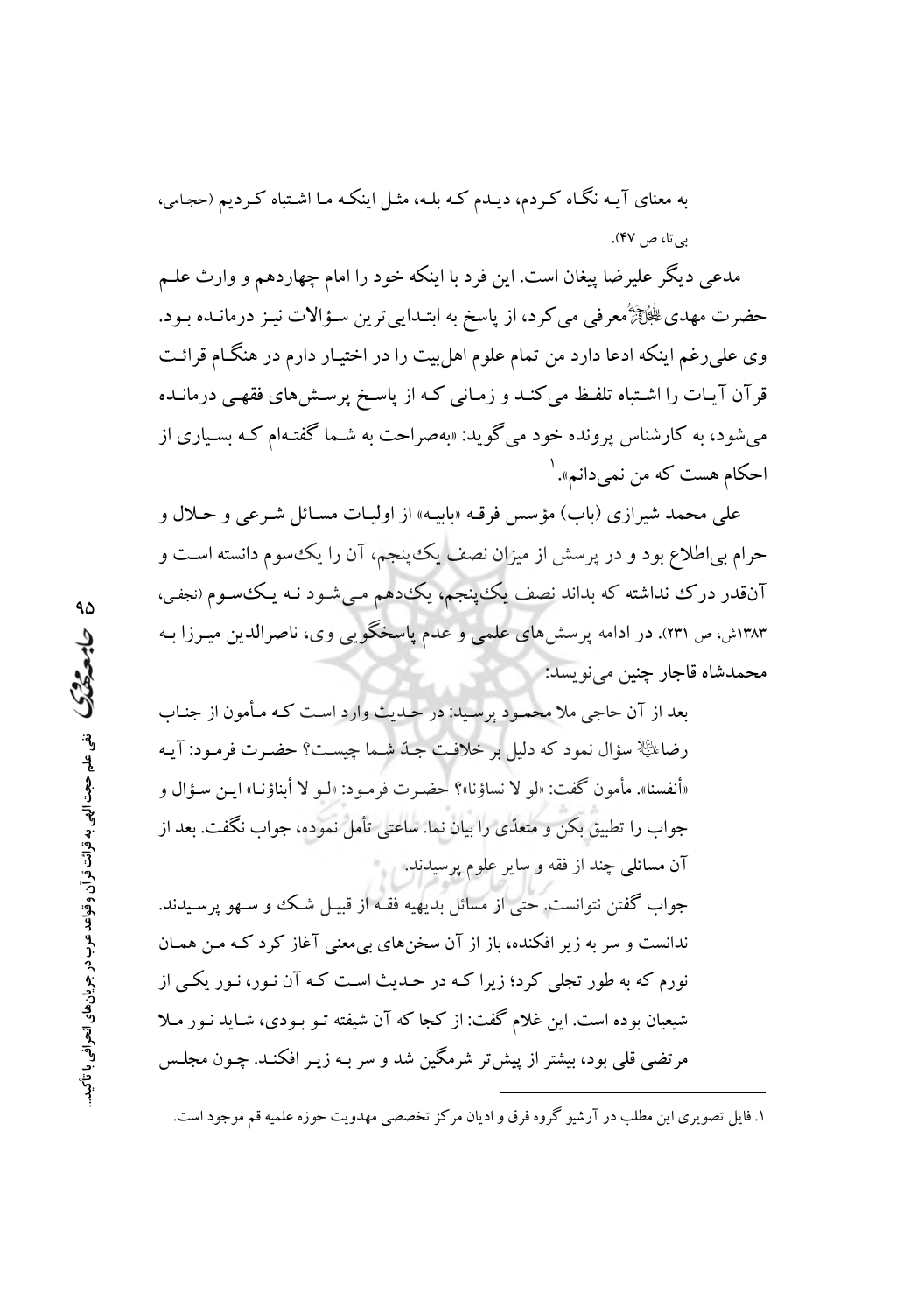به معنای آیه نگاه کردم، دیدم که بله، مثل اینکه ما اشتباه کردیم (حجامی، بی‌تا، ص ۴۷).

مدعی دیگر علیرضا پیغان است. این فرد با اینکه خود را امام چهاردهم و وارث علم حضرت مهدی عجل الله تعالی فرجه معرفی می‌کرد، از پاسخ به ابتدایی‌ترین سؤالات نیز درمانده بود. وی علی‌رغم اینکه ادعا دارد من تمام علوم اهل‌بیت را در اختیار دارم در هنگام قرائت قرآن آیات را اشتباه تلفظ می‌کند و زمانی که از پاسخ پرسش‌های فقهی درمانده می‌شود، به کارشناس پرونده خود می‌گوید: «به‌صراحت به شما گفته‌ام که بسیاری از احکام هست که من نمی‌دانم».[1]

علی محمد شیرازی (باب) مؤسس فرقه «بابیه» از اولیات مسائل شرعی و حلال و حرام بی‌اطلاع بود و در پرسش از میزان نصف یک‌پنجم، آن را یک‌سوم دانسته است و آن‌قدر درک نداشته که بداند نصف یک‌پنجم، یک‌دهم می‌شود نه یک‌سوم (نجفی، ۱۳۸۳ش، ص ۲۳۱). در ادامه پرسش‌های علمی و عدم پاسخگویی وی، ناصرالدین میرزا به محمدشاه قاجار چنین می‌نویسد:

> بعد از آن حاجی ملا محمود پرسید: در حدیث وارد است که مأمون از جناب رضا علیه السلام سؤال نمود که دلیل بر خلافت جدّ شما چیست؟ حضرت فرمود: آیه «أنفسنا». مأمون گفت: «لو لا نساؤنا»؟ حضرت فرمود: «لو لا أبناؤنا» این سؤال و جواب را تطبیق بکن و متعدّی را بیان نما. ساعتی تأمل نموده، جواب نگفت. بعد از آن مسائلی چند از فقه و سایر علوم پرسیدند.
>
> جواب گفتن نتوانست. حتی از مسائل بدیهیه فقه از قبیل شک و سهو پرسیدند. ندانست و سر به زیر افکنده، باز از آن سخن‌های بی‌معنی آغاز کرد که من همان نورم که به طور تجلی کرد؛ زیرا که در حدیث است که آن نور، نور یکی از شیعیان بوده است. این غلام گفت: از کجا که آن شیفته تو بودی، شاید نور ملا مرتضی قلی بود، بیشتر از پیش‌تر شرمگین شد و سر به زیر افکند. چون مجلس

---

۱. فایل تصویری این مطلب در آرشیو گروه فرق و ادیان مرکز تخصصی مهدویت حوزه علمیه قم موجود است.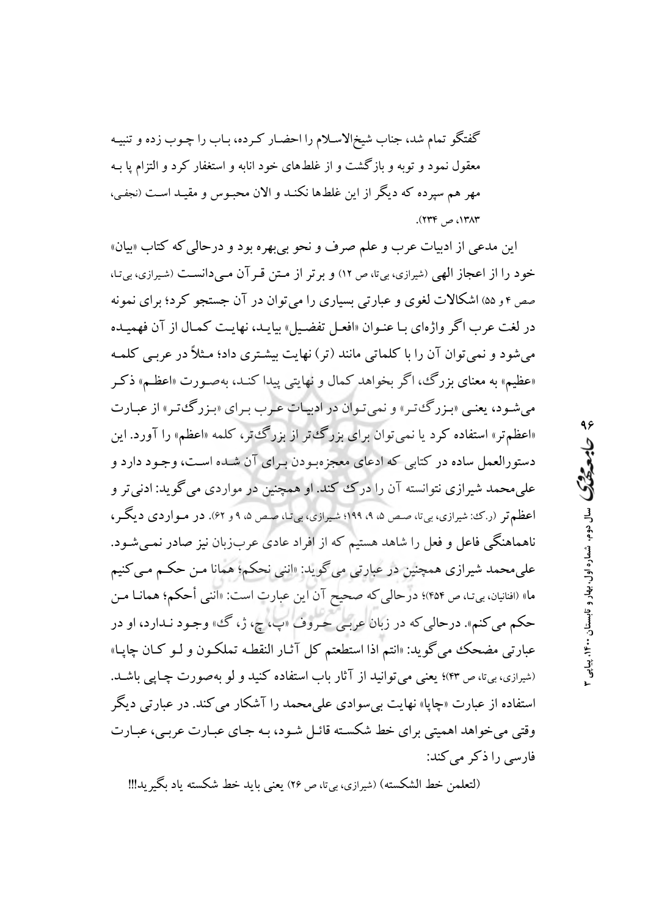گفتگو تمام شد، جناب شیخ‌الاسلام را احضار کرده، باب را چوب زده و تنبیه معقول نمود و توبه و بازگشت و از غلط‌های خود انابه و استغفار کرد و التزام پا به مهر هم سپرده که دیگر از این غلط‌ها نکند و الان محبوس و مقید است (نجفی، ۱۳۸۳، ص ۲۳۴).

این مدعی از ادبیات عرب و علم صرف و نحو بی‌بهره بود و درحالی‌که کتاب «بیان» خود را از اعجاز الهی (شیرازی، بی‌تا، ص ۱۲) و برتر از متن قرآن می‌دانست (شیرازی، بی‌تا، صص ۴ و ۵۵) اشکالات لغوی و عبارتی بسیاری را می‌توان در آن جستجو کرد؛ برای نمونه در لغت عرب اگر واژه‌ای با عنوان «افعل تفضیل» بیاید، نهایت کمال از آن فهمیده می‌شود و نمی‌توان آن را با کلماتی مانند (تر) نهایت بیشتری داد؛ مثلاً در عربی کلمه «عظیم» به معنای بزرگ، اگر بخواهد کمال و نهایتی پیدا کند، به‌صورت «اعظم» ذکر می‌شود، یعنی «بزرگ‌تر» و نمی‌توان در ادبیات عرب برای «بزرگ‌تر» از عبارت «اعظم‌تر» استفاده کرد یا نمی‌توان برای بزرگ‌تر از بزرگ‌تر، کلمه «اعظم» را آورد. این دستورالعمل ساده در کتابی که ادعای معجزه‌بودن برای آن شده است، وجود دارد و علی‌محمد شیرازی نتوانسته آن را درک کند. او همچنین در مواردی می‌گوید: ادنی‌تر و اعظم‌تر (ر.ک: شیرازی، بی‌تا، صص ۵، ۹، ۱۹۹؛ شیرازی، بی‌تا، صص ۵، ۹ و ۶۲). در موارد دیگر، ناهماهنگی فاعل و فعل را شاهد هستیم که از افراد عادی عرب‌زبان نیز صادر نمی‌شود. علی‌محمد شیرازی همچنین در عبارتی می‌گوید: «اننی نحکم؛ همانا من حکم می‌کنیم ما» (افنانیان، بی‌تا، ص ۴۵۴)؛ درحالی‌که صحیح آن این عبارت است: «اننی أحکم؛ همانا من حکم می‌کنم». درحالی‌که در زبان عربی حروف «پ، چ، ژ، گ» وجود ندارد، او در عبارتی مضحک می‌گوید: «انتم اذا استطعتم کل آثار النقطه تملکون و لو کان چاپا» (شیرازی، بی‌تا، ص ۴۳)؛ یعنی می‌توانید از آثار باب استفاده کنید و لو به‌صورت چاپی باشد. استفاده از عبارت «چاپا» نهایت بی‌سوادی علی‌محمد را آشکار می‌کند. در عبارتی دیگر وقتی می‌خواهد اهمیتی برای خط شکسته قائل شود، به جای عبارت عربی، عبارت فارسی را ذکر می‌کند:

(لتعلمن خط الشکسته) (شیرازی، بی‌تا، ص ۲۶) یعنی باید خط شکسته یاد بگیرید!!!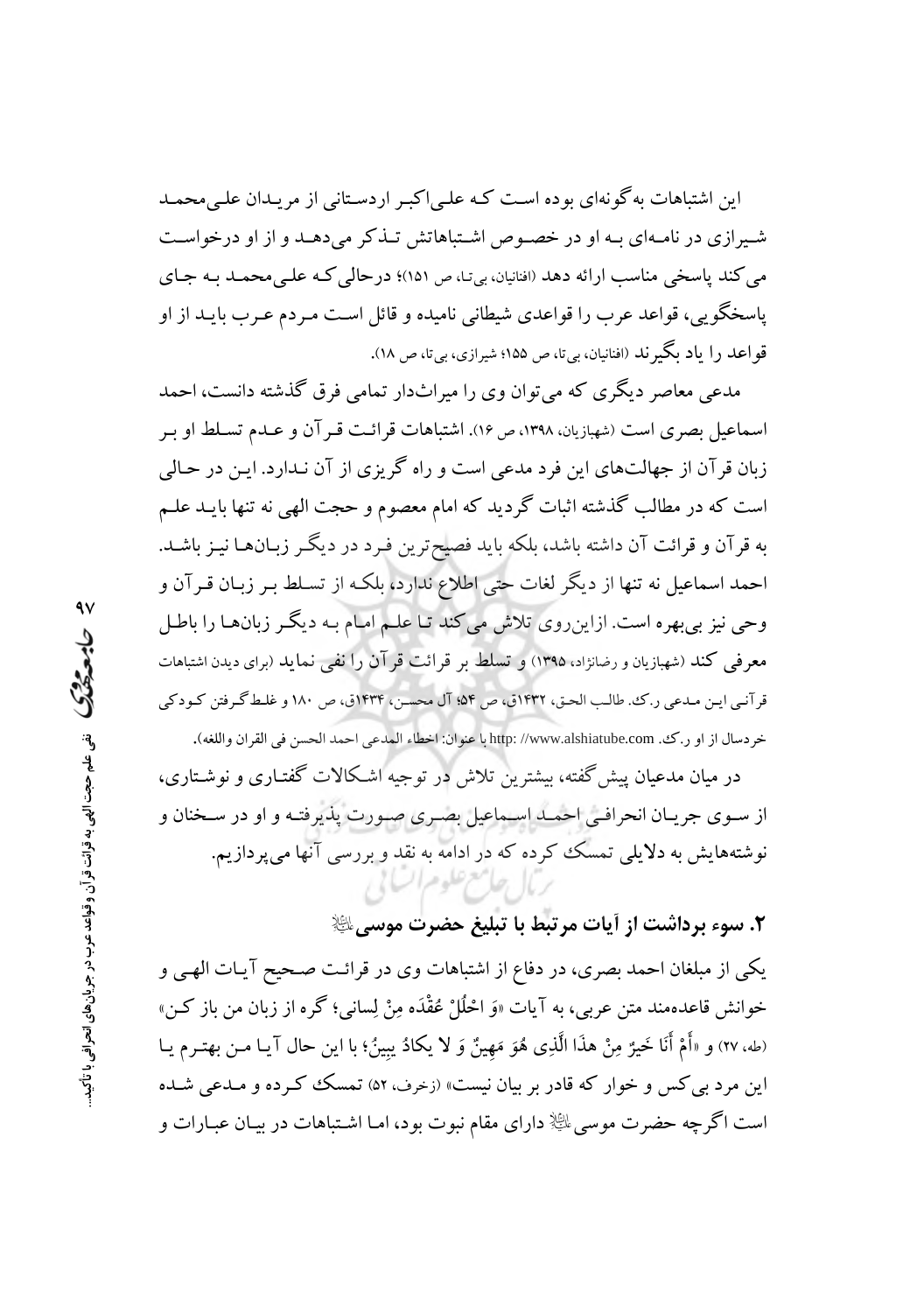این اشتباهات به‌گونه‌ای بوده است که علی‌اکبر اردستانی از مریدان علی‌محمد شیرازی در نامه‌ای به او در خصوص اشتباهاتش تذکر می‌دهد و از او درخواست می‌کند پاسخی مناسب ارائه دهد (افنانیان، بی‌تا، ص ۱۵۱)؛ درحالی‌که علی‌محمد به جای پاسخگویی، قواعد عرب را قواعدی شیطانی نامیده و قائل است مردم عرب باید از او قواعد را یاد بگیرند (افنانیان، بی‌تا، ص ۱۵۵؛ شیرازی، بی‌تا، ص ۱۸).

مدعی معاصر دیگری که می‌توان وی را میراث‌دار تمامی فرق گذشته دانست، احمد اسماعیل بصری است (شهبازیان، ۱۳۹۸، ص ۱۶). اشتباهات قرائت قرآن و عدم تسلط او بر زبان قرآن از جهالت‌های این فرد مدعی است و راه گریزی از آن ندارد. این در حالی است که در مطالب گذشته اثبات گردید که امام معصوم و حجت الهی نه تنها باید علم به قرآن و قرائت آن داشته باشد، بلکه باید فصیح‌ترین فرد در دیگر زبان‌ها نیز باشد. احمد اسماعیل نه تنها از دیگر لغات حتی اطلاع ندارد، بلکه از تسلط بر زبان قرآن و وحی نیز بی‌بهره است. ازاین‌روی تلاش می‌کند تا علم امام به دیگر زبان‌ها را باطل معرفی کند (شهبازیان و رضانژاد، ۱۳۹۵) و تسلط بر قرائت قرآن را نفی نماید (برای دیدن اشتباهات قرآنی این مدعی ر.ک. طالب الحق، ۱۴۳۲ق، ص ۵۴؛ آل محسن، ۱۴۳۴ق، ص ۱۸۰ و غلط‌گرفتن کودکی خردسال از او ر.ک. http: //www.alshiatube.com با عنوان: اخطاء المدعی احمد الحسن فی القران واللغه).

در میان مدعیان پیش‌گفته، بیشترین تلاش در توجیه اشکالات گفتاری و نوشتاری، از سوی جریان انحرافی احمد اسماعیل بصری صورت پذیرفته و او در سخنان و نوشته‌هایش به دلایلی تمسک کرده که در ادامه به نقد و بررسی آنها می‌پردازیم.

## ۲. سوء برداشت از آیات مرتبط با تبلیغ حضرت موسی علیه السلام

یکی از مبلغان احمد بصری، در دفاع از اشتباهات وی در قرائت صحیح آیات الهی و خوانش قاعده‌مند متن عربی، به آیات «وَ احْلُلْ عُقْدَه مِنْ لِسانی؛ گره از زبان من باز کن» (طه، ۲۷) و «أَمْ أَنَا خَيْرٌ مِنْ هذَا الَّذِي هُوَ مَهِينٌ وَ لا يكادُ يبِينُ؛ با این حال آیا من بهترم یا این مرد بی‌کس و خوار که قادر بر بیان نیست» (زخرف، ۵۲) تمسک کرده و مدعی شده است اگرچه حضرت موسی علیه السلام دارای مقام نبوت بود، اما اشتباهات در بیان عبارات و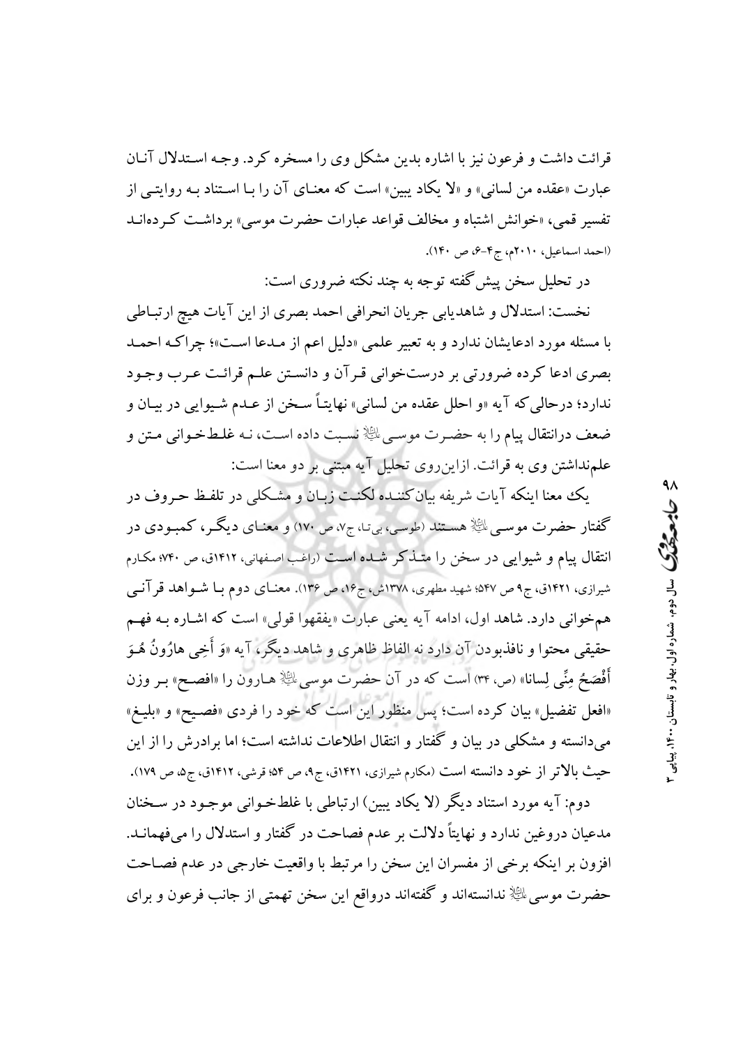قرائت داشت و فرعون نیز با اشاره بدین مشکل وی را مسخره کرد. وجه استدلال آنان عبارت «عقده من لسانی» و «لا یکاد یبین» است که معنای آن را با استناد به روایتی از تفسیر قمی، «خوانش اشتباه و مخالف قواعد عبارات حضرت موسی» برداشت کرده‌اند (احمد اسماعیل، ۲۰۱۰م، ج۴-۶، ص ۱۴۰).

در تحلیل سخن پیش‌گفته توجه به چند نکته ضروری است:

نخست: استدلال و شاهدیابی جریان انحرافی احمد بصری از این آیات هیچ ارتباطی با مسئله مورد ادعایشان ندارد و به تعبیر علمی «دلیل اعم از مدعا است»؛ چراکه احمد بصری ادعا کرده ضرورتی بر درست‌خوانی قرآن و دانستن علم قرائت عرب وجود ندارد؛ درحالی‌که آیه «و احلل عقده من لسانی» نهایتاً سخن از عدم شیوایی در بیان و ضعف درانتقال پیام را به حضرت موسی علیه‌السلام نسبت داده است، نه غلط‌خوانی متن و علم‌نداشتن وی به قرائت. ازاین‌روی تحلیل آیه مبتنی بر دو معنا است:

یک معنا اینکه آیات شریفه بیان‌کننده لکنت زبان و مشکلی در تلفظ حروف در گفتار حضرت موسی علیه‌السلام هستند (طوسی، بی‌تا، ج۷، ص ۱۷۰) و معنای دیگر، کمبودی در انتقال پیام و شیوایی در سخن را متذکر شده است (راغب اصفهانی، ۱۴۱۲ق، ص ۷۴۰؛ مکارم شیرازی، ۱۴۲۱ق، ج۹ ص ۵۴۷؛ شهید مطهری، ۱۳۷۸ش، ج۱۶، ص ۱۳۶). معنای دوم با شواهد قرآنی هم‌خوانی دارد. شاهد اول، ادامه آیه یعنی عبارت «یفقهوا قولی» است که اشاره به فهم حقیقی محتوا و نافذبودن آن دارد نه الفاظ ظاهری و شاهد دیگر، آیه «وَ أَخِي هارُونُ هُوَ أَفْصَحُ مِنِّي لِساناً» (ص، ۳۴) است که در آن حضرت موسی علیه‌السلام هارون را «افصح» بر وزن «افعل تفضیل» بیان کرده است؛ پس منظور این است که خود را فردی «فصیح» و «بلیغ» می‌دانسته و مشکلی در بیان و گفتار و انتقال اطلاعات نداشته است؛ اما برادرش را از این حیث بالاتر از خود دانسته است (مکارم شیرازی، ۱۴۲۱ق، ج۹، ص ۵۴؛ قرشی، ۱۴۱۲ق، ج۵، ص ۱۷۹).

دوم: آیه مورد استناد دیگر (لا یکاد یبین) ارتباطی با غلط‌خوانی موجود در سخنان مدعیان دروغین ندارد و نهایتاً دلالت بر عدم فصاحت در گفتار و استدلال را می‌فهماند. افزون بر اینکه برخی از مفسران این سخن را مرتبط با واقعیت خارجی در عدم فصاحت حضرت موسی علیه‌السلام ندانسته‌اند و گفته‌اند درواقع این سخن تهمتی از جانب فرعون و برای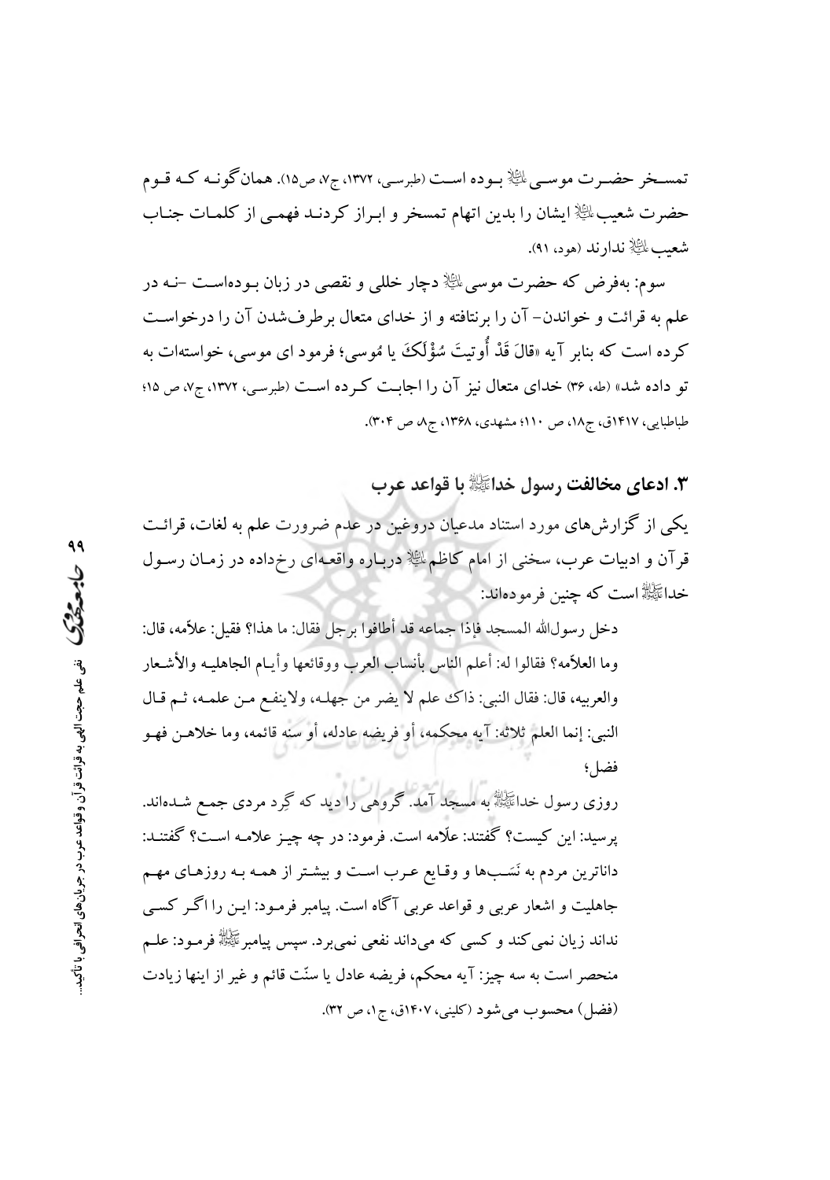تمسخر حضرت موسی علیه‌السلام بوده است (طبرسی، ۱۳۷۲، ج۷، ص۱۵). همان‌گونه که قوم حضرت شعیب علیه‌السلام ایشان را بدین اتهام تمسخر و ابراز کردند فهمی از کلمات جناب شعیب علیه‌السلام ندارند (هود، ۹۱).

سوم: به‌فرض که حضرت موسی علیه‌السلام دچار خللی و نقصی در زبان بوده‌است -نه در علم به قرائت و خواندن- آن را برنتافته و از خدای متعال برطرف‌شدن آن را درخواست کرده است که بنابر آیه «قالَ قَدْ أُوتیتَ سُؤْلَکَ یا مُوسی؛ فرمود ای موسی، خواسته‌ات به تو داده شد» (طه، ۳۶) خدای متعال نیز آن را اجابت کرده است (طبرسی، ۱۳۷۲، ج۷، ص ۱۵؛ طباطبایی، ۱۴۱۷ق، ج۱۸، ص ۱۱۰؛ مشهدی، ۱۳۶۸، ج۸، ص ۳۰۴).

### ۳. ادعای مخالفت رسول خدا صلی‌الله‌علیه‌وآله با قواعد عرب

یکی از گزارش‌های مورد استناد مدعیان دروغین در عدم ضرورت علم به لغات، قرائت قرآن و ادبیات عرب، سخنی از امام کاظم علیه‌السلام درباره واقعه‌ای رخ‌داده در زمان رسول خدا صلی‌الله‌علیه‌وآله است که چنین فرموده‌اند:

> دخل رسول‌الله المسجد فإذا جماعه قد أطافوا برجل فقال: ما هذا؟ فقیل: علاّمه، قال: وما العلاّمه؟ فقالوا له: أعلم الناس بأنساب العرب ووقائعها وأیام الجاهلیه والأشعار والعربیه، قال: فقال النبی: ذاک علم لا یضر من جهله، ولاینفع من علمه، ثم قال النبی: إنما العلم ثلاثه: آیه محکمه، أو فریضه عادله، أو سنه قائمه، وما خلاهن فهو فضل؛
>
> روزی رسول خدا صلی‌الله‌علیه‌وآله به مسجد آمد. گروهی را دید که گِرد مردی جمع شده‌اند. پرسید: این کیست؟ گفتند: علّامه است. فرمود: در چه چیز علامه است؟ گفتند: داناترین مردم به نَسَب‌ها و وقایع عرب است و بیشتر از همه به روزهای مهم جاهلیت و اشعار عربی و قواعد عربی آگاه است. پیامبر فرمود: این را اگر کسی نداند زیان نمی‌کند و کسی که می‌داند نفعی نمی‌برد. سپس پیامبر صلی‌الله‌علیه‌وآله فرمود: علم منحصر است به سه چیز: آیه محکم، فریضه عادل یا سنّت قائم و غیر از اینها زیادت (فضل) محسوب می‌شود (کلینی، ۱۴۰۷ق، ج۱، ص ۳۲).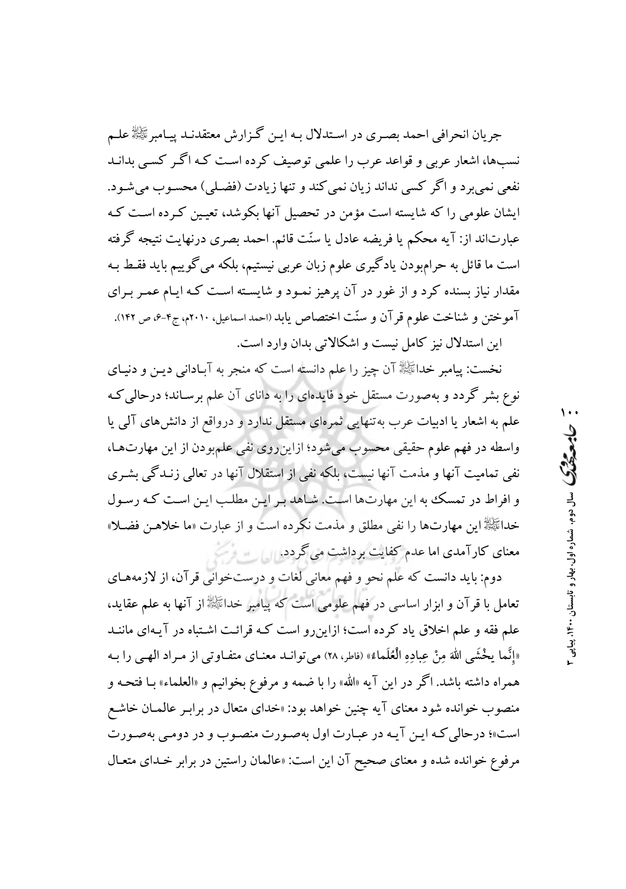جریان انحرافی احمد بصری در استدلال به این گزارش معتقدند پیامبرﷺ علم نسب‌ها، اشعار عربی و قواعد عرب را علمی توصیف کرده است که اگر کسی بداند نفعی نمی‌برد و اگر کسی نداند زیان نمی‌کند و تنها زیادت (فضلی) محسوب می‌شود. ایشان علومی را که شایسته است مؤمن در تحصیل آنها بکوشد، تعیین کرده است که عبارت‌اند از: آیه محکم یا فریضه عادل یا سنّت قائم. احمد بصری درنهایت نتیجه گرفته است ما قائل به حرام‌بودن یادگیری علوم زبان عربی نیستیم، بلکه می‌گوییم باید فقط به مقدار نیاز بسنده کرد و از غور در آن پرهیز نمود و شایسته است که ایام عمر برای آموختن و شناخت علوم قرآن و سنّت اختصاص یابد (احمد اسماعیل، ۲۰۱۰م، ج۴-۶، ص ۱۴۲).

این استدلال نیز کامل نیست و اشکالاتی بدان وارد است.

نخست: پیامبر خداﷺ آن چیز را علم دانسته است که منجر به آبادانی دین و دنیای نوع بشر گردد و به‌صورت مستقل خود فایده‌ای را به دانای آن علم برساند؛ درحالی‌که علم به اشعار یا ادبیات عرب به‌تنهایی ثمره‌ای مستقل ندارد و درواقع از دانش‌های آلی یا واسطه در فهم علوم حقیقی محسوب می‌شود؛ ازاین‌روی نفی علم‌بودن از این مهارت‌ها، نفی تمامیت آنها و مذمت آنها نیست، بلکه نفی از استقلال آنها در تعالی زندگی بشری و افراط در تمسک به این مهارت‌ها است. شاهد بر این مطلب این است که رسول خداﷺ این مهارت‌ها را نفی مطلق و مذمت نکرده است و از عبارت «ما خلاهن فضلا» معنای کارآمدی اما عدم کفایت برداشت می‌گردد.

دوم: باید دانست که علم نحو و فهم معانی لغات و درست‌خوانی قرآن، از لازمه‌های تعامل با قرآن و ابزار اساسی در فهم علومی است که پیامبر خداﷺ از آنها به علم عقاید، علم فقه و علم اخلاق یاد کرده است؛ ازاین‌رو است که قرائت اشتباه در آیه‌ای مانند «إِنَّما يخْشَى اللهَ مِنْ عِبادِهِ الْعُلَماءُ» (فاطر، ۲۸) می‌تواند معنای متفاوتی از مراد الهی را به همراه داشته باشد. اگر در این آیه «الله» را با ضمه و مرفوع بخوانیم و «العلماء» با فتحه و منصوب خوانده شود معنای آیه چنین خواهد بود: «خدای متعال در برابر عالمان خاشع است»؛ درحالی‌که این آیه در عبارت اول به‌صورت منصوب و در دومی به‌صورت مرفوع خوانده شده و معنای صحیح آن این است: «عالمان راستین در برابر خدای متعال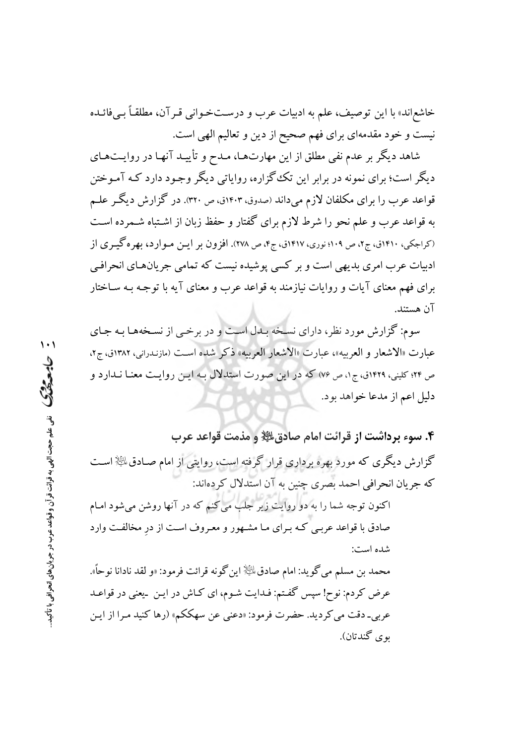خاشع‌اند» با این توصیف، علم به ادبیات عرب و درست‌خوانی قرآن، مطلقاً بی‌فائده نیست و خود مقدمه‌ای برای فهم صحیح از دین و تعالیم الهی است.

شاهد دیگر بر عدم نفی مطلق از این مهارت‌ها، مدح و تأیید آنها در روایت‌های دیگر است؛ برای نمونه در برابر این تک‌گزاره، روایاتی دیگر وجود دارد که آموختن قواعد عرب را برای مکلفان لازم می‌داند (صدوق، ۱۴۰۳ق، ص ۳۲۰). در گزارش دیگر علم به قواعد عرب و علم نحو را شرط لازم برای گفتار و حفظ زبان از اشتباه شمرده است (کراجکی، ۱۴۱۰ق، ج۲، ص ۱۰۹؛ نوری، ۱۴۱۷ق، ج۴، ص ۲۷۸). افزون بر این موارد، بهره‌گیری از ادبیات عرب امری بدیهی است و بر کسی پوشیده نیست که تمامی جریان‌های انحرافی برای فهم معنای آیات و روایات نیازمند به قواعد عرب و معنای آیه با توجه به ساختار آن هستند.

سوم: گزارش مورد نظر، دارای نسخه بدل است و در برخی از نسخه‌ها به جای عبارت «الاشعار و العربیه»، عبارت «الاشعار العربیه» ذکر شده است (مازندرانی، ۱۳۸۲ق، ج۲، ص ۲۴؛ کلینی، ۱۴۲۹ق، ج۱، ص ۷۶) که در این صورت استدلال به این روایت معنا ندارد و دلیل اعم از مدعا خواهد بود.

## ۴. سوء برداشت از قرائت امام صادق علیه‌السلام و مذمت قواعد عرب

گزارش دیگری که مورد بهره برداری قرار گرفته است، روایتی از امام صادق علیه‌السلام است که جریان انحرافی احمد بصری چنین به آن استدلال کرده‌اند:

> اکنون توجه شما را به دو روایت زیر جلب می‌کنم که در آنها روشن می‌شود امام صادق با قواعد عربی که برای ما مشهور و معروف است از درِ مخالفت وارد شده است:
>
> محمد بن مسلم می‌گوید: امام صادق علیه‌السلام این‌گونه قرائت فرمود: «و لقد نادانا نوحاً». عرض کردم: نوح! سپس گفتم: فدایت شوم، ای کاش در این -یعنی در قواعد عربی- دقت می‌کردید. حضرت فرمود: «دعنی عن سهککم» (رها کنید مرا از این بوی گندتان).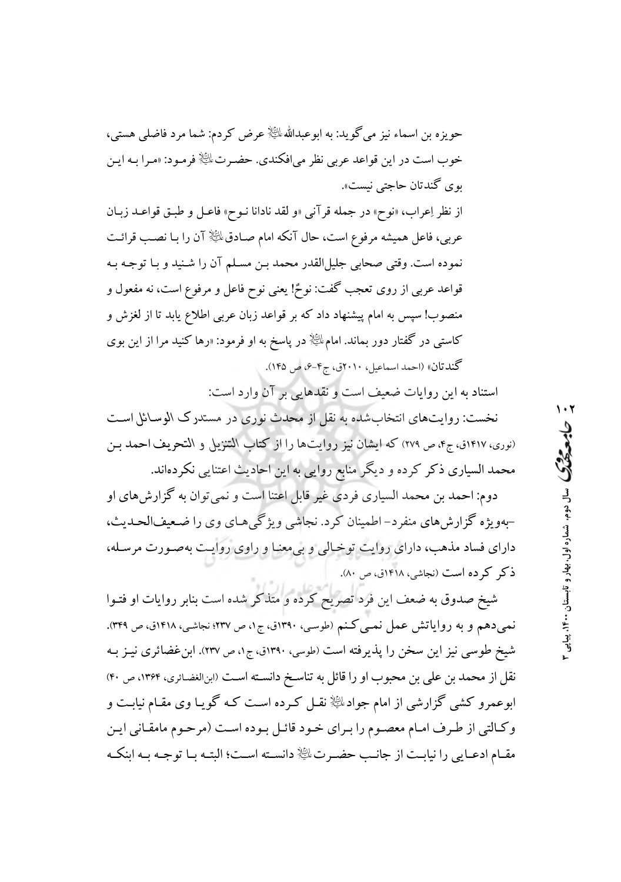حویزه بن اسماء نیز می‌گوید: به ابوعبدالله علیه السلام عرض کردم: شما مرد فاضلی هستی، خوب است در این قواعد عربی نظر می‌افکندی. حضرت علیه السلام فرمود: «مرا به این بوی گندتان حاجتی نیست».

از نظر اِعراب، «نوح» در جمله قرآنی «و لقد نادانا نوح» فاعل و طبق قواعد زبان عربی، فاعل همیشه مرفوع است، حال آنکه امام صادق علیه السلام آن را با نصب قرائت نموده است. وقتی صحابی جلیل‌القدر محمد بن مسلم آن را شنید و با توجه به قواعد عربی از روی تعجب گفت: نوحٌ! یعنی نوح فاعل و مرفوع است، نه مفعول و منصوب! سپس به امام پیشنهاد داد که بر قواعد زبان عربی اطلاع یابد تا از لغزش و کاستی در گفتار دور بماند. امام علیه السلام در پاسخ به او فرمود: «رها کنید مرا از این بوی گندتان» (احمد اسماعیل، ۲۰۱۰ق، ج۴-۶، ص ۱۴۵).

استناد به این روایات ضعیف است و نقدهایی بر آن وارد است:

نخست: روایت‌های انتخاب‌شده به نقل از محدث نوری در مستدرک الوسائل است (نوری، ۱۴۱۷ق، ج۴، ص ۲۷۹) که ایشان نیز روایت‌ها را از کتاب التنزیل و التحریف احمد بن محمد السیاری ذکر کرده و دیگر منابع روایی به این احادیث اعتنایی نکرده‌اند.

دوم: احمد بن محمد السیاری فردی غیر قابل اعتنا است و نمی‌توان به گزارش‌های او -به‌ویژه گزارش‌های منفرد- اطمینان کرد. نجاشی ویژگی‌های وی را ضعیف‌الحدیث، دارای فساد مذهب، دارای روایت توخالی و بی‌معنا و راوی روایت به‌صورت مرسله، ذکر کرده است (نجاشی، ۱۴۱۸ق، ص ۸۰).

شیخ صدوق به ضعف این فرد تصریح کرده و متذکر شده است بنابر روایات او فتوا نمی‌دهم و به روایاتش عمل نمی‌کنم (طوسی، ۱۳۹۰ق، ج۱، ص ۲۳۷؛ نجاشی، ۱۴۱۸ق، ص ۳۴۹). شیخ طوسی نیز این سخن را پذیرفته است (طوسی، ۱۳۹۰ق، ج۱، ص ۲۳۷). ابن‌غضائری نیز به نقل از محمد بن علی بن محبوب او را قائل به تناسخ دانسته است (ابن‌الغضائری، ۱۳۶۴، ص ۴۰) ابوعمرو کشی گزارشی از امام جواد علیه السلام نقل کرده است که گویا وی مقام نیابت و وکالتی از طرف امام معصوم را برای خود قائل بوده است (مرحوم مامقانی این مقام ادعایی را نیابت از جانب حضرت علیه السلام دانسته است؛ البته با توجه به اینکه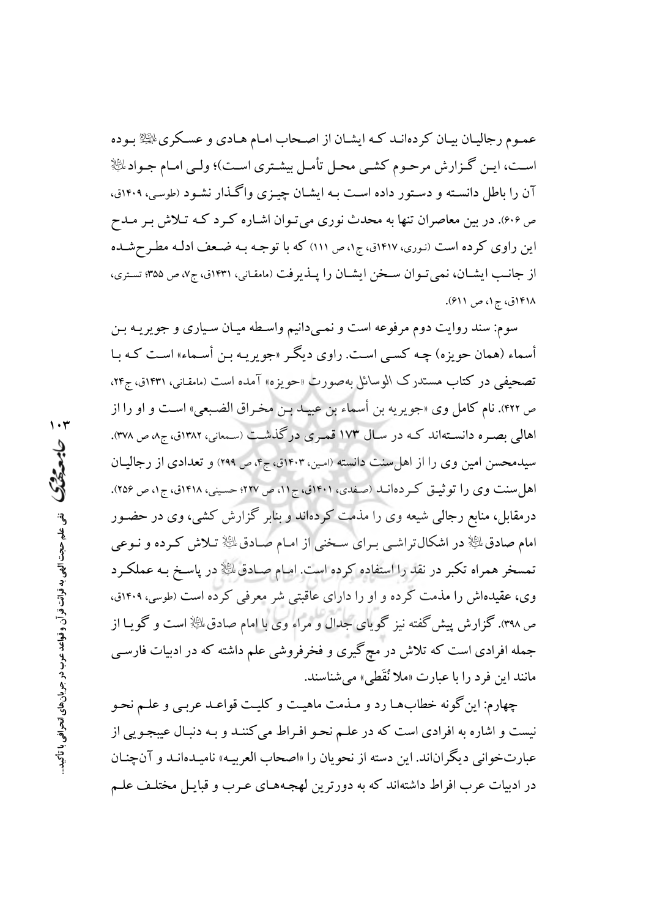عموم رجالیان بیان کرده‌اند که ایشان از اصحاب امام هادی و عسکری ﻋﻠﻴﻬﻤﺎاﻟﺴﻼم بوده است، این گزارش مرحوم کشی محل تأمل بیشتری است)؛ ولی امام جواد ﻋﻠﻴﻪاﻟﺴﻼم آن را باطل دانسته و دستور داده است به ایشان چیزی واگذار نشود (طوسی، ۱۴۰۹ق، ص ۶۰۶). در بین معاصران تنها به محدث نوری می‌توان اشاره کرد که تلاش بر مدح این راوی کرده است (نوری، ۱۴۱۷ق، ج۱، ص ۱۱۱) که با توجه به ضعف ادله مطرح‌شده از جانب ایشان، نمی‌توان سخن ایشان را پذیرفت (مامقانی، ۱۴۳۱ق، ج۷، ص ۳۵۵؛ تستری، ۱۴۱۸ق، ج۱، ص ۶۱۱).

سوم: سند روایت دوم مرفوعه است و نمی‌دانیم واسطه میان سیاری و جویریه بن أسماء (همان حویزه) چه کسی است. راوی دیگر «جویریه بن أسماء» است که با تصحیفی در کتاب مستدرک الوسائل به‌صورت «حویزه» آمده است (مامقانی، ۱۴۳۱ق، ج۲۴، ص ۴۲۲). نام کامل وی «جویریه بن أسماء بن عبید بن مخراق الضبعی» است و او را از اهالی بصره دانسته‌اند که در سال ۱۷۳ قمری درگذشت (سمعانی، ۱۳۸۲ق، ج۸، ص ۳۷۸). سیدمحسن امین وی را از اهل‌سنت دانسته (امین، ۱۴۰۳ق، ج۴، ص ۲۹۹) و تعدادی از رجالیان اهل‌سنت وی را توثیق کرده‌اند (صفدی، ۱۴۰۱ق، ج۱۱، ص ۲۲۷؛ حسینی، ۱۴۱۸ق، ج۱، ص ۲۵۶). درمقابل، منابع رجالی شیعه وی را مذمت کرده‌اند و بنابر گزارش کشی، وی در حضور امام صادق ﻋﻠﻴﻪاﻟﺴﻼم در اشکال‌تراشی برای سخنی از امام صادق ﻋﻠﻴﻪاﻟﺴﻼم تلاش کرده و نوعی تمسخر همراه تکبر در نقد را استفاده کرده است. امام صادق ﻋﻠﻴﻪاﻟﺴﻼم در پاسخ به عملکرد وی، عقیده‌اش را مذمت کرده و او را دارای عاقبتی شر معرفی کرده است (طوسی، ۱۴۰۹ق، ص ۳۹۸). گزارش پیش‌گفته نیز گویای جدال و مراء وی با امام صادق ﻋﻠﻴﻪاﻟﺴﻼم است و گویا از جمله افرادی است که تلاش در مچ‌گیری و فخرفروشی علم داشته که در ادبیات فارسی مانند این فرد را با عبارت «ملا نُقَطی» می‌شناسند.

چهارم: این‌گونه خطاب‌ها رد و مذمت ماهیت و کلیت قواعد عربی و علم نحو نیست و اشاره به افرادی است که در علم نحو افراط می‌کنند و به دنبال عیبجویی از عبارت‌خوانی دیگران‌اند. این دسته از نحویان را «اصحاب العربیه» نامیده‌اند و آن‌چنان در ادبیات عرب افراط داشته‌اند که به دورترین لهجه‌های عرب و قبایل مختلف علم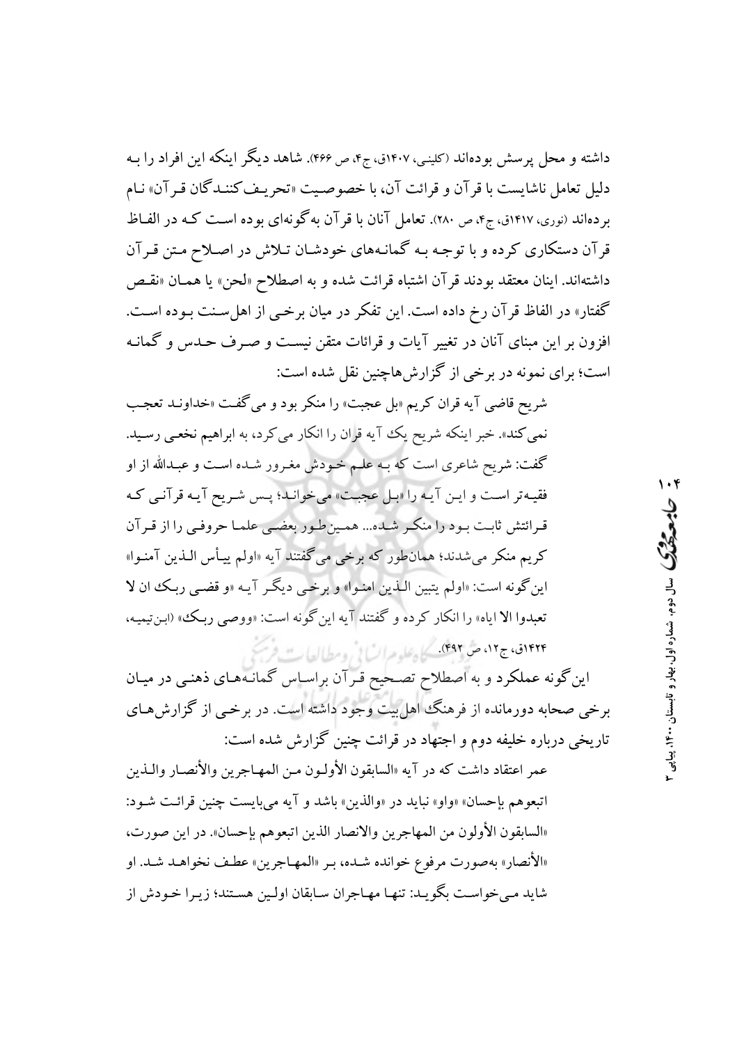داشته و محل پرسش بوده‌اند (کلینی، ۱۴۰۷ق، ج۴، ص ۴۶۶). شاهد دیگر اینکه این افراد را بـه دلیل تعامل ناشایست با قرآن و قرائت آن، با خصوصیت «تحریف‌کننـدگان قـرآن» نـام برده‌اند (نوری، ۱۴۱۷ق، ج۴، ص ۲۸۰). تعامل آنان با قرآن به‌گونه‌ای بوده است کـه در الفـاظ قرآن دستکاری کرده و با توجـه بـه گمانـه‌های خودشـان تـلاش در اصـلاح مـتن قـرآن داشته‌اند. اینان معتقد بودند قرآن اشتباه قرائت شده و به اصطلاح «لحن» یا همـان «نقـص گفتار» در الفاظ قرآن رخ داده است. این تفکر در میان برخـی از اهل‌سـنت بـوده اسـت. افزون بر این مبنای آنان در تغییر آیات و قرائات متقن نیسـت و صـرف حـدس و گمانـه است؛ برای نمونه در برخی از گزارش‌هاچنین نقل شده است:

> شریح قاضی آیه قران کریم «بل عجبت» را منکر بود و می‌گفت «خداونـد تعجـب نمی‌کند». خبر اینکه شریح یک آیه قران را انکار می‌کرد، به ابراهیم نخعـی رسـید. گفت: شریح شاعری است که بـه علـم خـودش مغـرور شـده اسـت و عبدالله از او فقیـه‌تر اسـت و ایـن آیـه را «بـل عجبـت» می‌خوانـد؛ پـس شـریح آیـه قرآنـی کـه قـرائتش ثابـت بـود را منکـر شـده... همـین‌طـور بعضـی علمـا حروفـی را از قـرآن کریم منکر می‌شدند؛ همان‌طور که برخی می‌گفتند آیه «اولم ییـأس الـذین آمنـوا» این‌گونه است: «اولم یتبین الـذین امنـوا» و برخـی دیگـر آیـه «و قضـی ربـک ان لا تعبدوا الا ایاه» را انکار کرده و گفتند آیه این‌گونه است: «ووصی ربـک» (ابـن‌تیمیـه، ۱۴۲۴ق، ج۱۲، ص ۴۹۲).

این‌گونه عملکرد و به اصطلاح تصـحیح قـرآن براسـاس گمانـه‌هـای ذهنـی در میـان برخی صحابه دورمانده از فرهنگ اهل‌بیت وجود داشته است. در برخـی از گزارش‌هـای تاریخی درباره خلیفه دوم و اجتهاد در قرائت چنین گزارش شده است:

> عمر اعتقاد داشت که در آیه «السابقون الأولـون مـن المهـاجرین والأنصـار والـذین اتبعوهم بإحسان» «واو» نباید در «والذین» باشد و آیه می‌بایست چنین قرائـت شـود: «السابقون الأولون من المهاجرین والانصار الذین اتبعوهم بإحسان». در این صورت، «الأنصار» به‌صورت مرفوع خوانده شـده، بـر «المهـاجرین» عطـف نخواهـد شـد. او شاید مـی‌خواسـت بگویـد: تنهـا مهـاجران سـابقان اولـین هسـتند؛ زیـرا خـودش از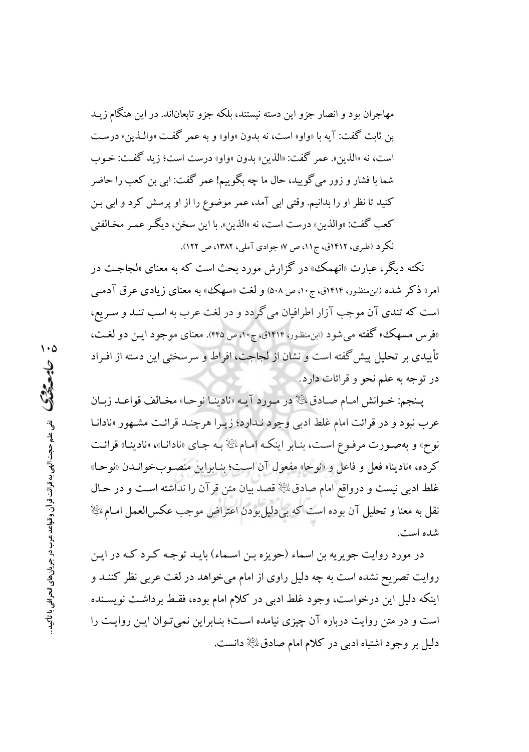مهاجران بود و انصار جزو این دسته نیستند، بلکه جزو تابعان‌اند. در این هنگام زید بن ثابت گفت: آیه با «واو» است، نه بدون «واو» و به عمر گفت «والذین» درست است، نه «الذین». عمر گفت: «الذین» بدون «واو» درست است؛ زید گفت: خوب شما با فشار و زور می‌گویید، حال ما چه بگوییم! عمر گفت: ابی بن کعب را حاضر کنید تا نظر او را بدانیم. وقتی ابی آمد، عمر موضوع را از او پرسش کرد و ابی بن کعب گفت: «والذین» درست است، نه «الذین». با این سخن، دیگر عمر مخالفتی نکرد (طبری، ۱۴۱۲ق، ج۱۱، ص ۷؛ جوادی آملی، ۱۳۸۲، ص ۱۲۲).

نکته دیگر، عبارت «انهمک» در گزارش مورد بحث است که به معنای «لجاجت در امر» ذکر شده (ابن‌منظور، ۱۴۱۴ق، ج۱۰، ص ۵۰۸) و لغت «سهک» به معنای زیادی عرق آدمی است که تندی آن موجب آزار اطرافیان می‌گردد و در لغت عرب به اسب تند و سریع، «فرس مسهک» گفته می‌شود (ابن‌منظور، ۱۴۱۴ق، ج۱۰، ص ۴۴۵). معنای موجود این دو لغت، تأییدی بر تحلیل پیش‌گفته است و نشان از لجاجت، افراط و سرسختی این دسته از افراد در توجه به علم نحو و قرائات دارد.

پنجم: خوانش امام صادق علیه‌السلام در مورد آیه «نادینا نوحا» مخالف قواعد زبان عرب نبود و در قرائت امام غلط ادبی وجود ندارد؛ زیرا هرچند قرائت مشهور «نادانا نوح» و به‌صورت مرفوع است، بنابر اینکه امام علیه‌السلام به جای «نادانا»، «نادینا» قرائت کرده، «نادینا» فعل و فاعل و «نوحا» مفعول آن است؛ بنابراین منصوب‌خواندن «نوحا» غلط ادبی نیست و درواقع امام صادق علیه‌السلام قصد بیان متن قرآن را نداشته است و در حال نقل به معنا و تحلیل آن بوده است که بی‌دلیل‌بودن اعتراض موجب عکس‌العمل امام علیه‌السلام شده است.

در مورد روایت جویریه بن اسماء (حویزه بن اسماء) باید توجه کرد که در این روایت تصریح نشده است به چه دلیل راوی از امام می‌خواهد در لغت عربی نظر کنند و اینکه دلیل این درخواست، وجود غلط ادبی در کلام امام بوده، فقط برداشت نویسنده است و در متن روایت درباره آن چیزی نیامده است؛ بنابراین نمی‌توان این روایت را دلیل بر وجود اشتباه ادبی در کلام امام صادق علیه‌السلام دانست.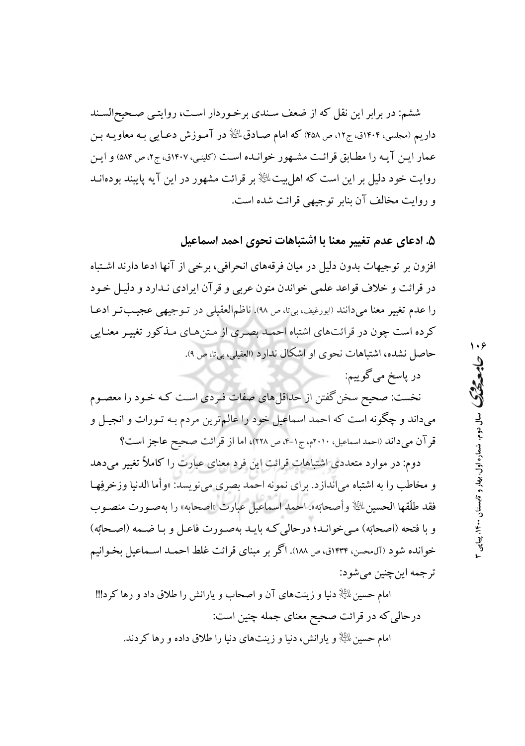ششم: در برابر این نقل که از ضعف سندی برخوردار است، روایتی صحیح‌السند داریم (مجلسی، ۱۴۰۴ق، ج۱۲، ص ۴۵۸) که امام صادق علیه السلام در آموزش دعایی به معاویه بن عمار این آیه را مطابق قرائت مشهور خوانده است (کلینی، ۱۴۰۷ق، ج۲، ص ۵۸۴) و این روایت خود دلیل بر این است که اهل‌بیت علیهم السلام بر قرائت مشهور در این آیه پایبند بوده‌اند و روایت مخالف آن بنابر توجیهی قرائت شده است.

## ۵. ادعای عدم تغییر معنا با اشتباهات نحوی احمد اسماعیل

افزون بر توجیهات بدون دلیل در میان فرقه‌های انحرافی، برخی از آنها ادعا دارند اشتباه در قرائت و خلاف قواعد علمی خواندن متون عربی و قرآن ایرادی ندارد و دلیل خود را عدم تغییر معنا می‌دانند (ابورغیف، بی‌تا، ص ۹۸). ناظم‌العقیلی در توجیهی عجیب‌تر ادعا کرده است چون در قرائت‌های اشتباه احمد بصری از متن‌های مذکور تغییر معنایی حاصل نشده، اشتباهات نحوی او اشکال ندارد (العقیلی، بی‌تا، ص ۹).

در پاسخ می‌گوییم:

نخست: صحیح سخن گفتن از حداقل‌های صفات فردی است که خود را معصوم می‌داند و چگونه است که احمد اسماعیل خود را عالم‌ترین مردم به تورات و انجیل و قرآن می‌داند (احمد اسماعیل، ۲۰۱۰م، ج۱-۴، ص ۲۲۸)، اما از قرائت صحیح عاجز است؟

دوم: در موارد متعددی اشتباهات قرائت این فرد معنای عبارت را کاملاً تغییر می‌دهد و مخاطب را به اشتباه می‌اندازد. برای نمونه احمد بصری می‌نویسد: «وأما الدنيا وزخرفها فقد طلّقها الحسين علیه السلام وأصحابَه». احمد اسماعیل عبارت «اصحابه» را به‌صورت منصوب و با فتحه (اصحابَه) می‌خواند؛ درحالی‌که باید به‌صورت فاعل و با ضمه (اصحابُه) خوانده شود (آل‌محسن، ۱۴۳۴ق، ص ۱۸۸). اگر بر مبنای قرائت غلط احمد اسماعیل بخوانیم ترجمه این‌چنین می‌شود:

امام حسین علیه السلام دنیا و زینت‌های آن و اصحاب و یارانش را طلاق داد و رها کرد!!!

درحالی‌که در قرائت صحیح معنای جمله چنین است:

امام حسین علیه السلام و یارانش، دنیا و زینت‌های دنیا را طلاق داده و رها کردند.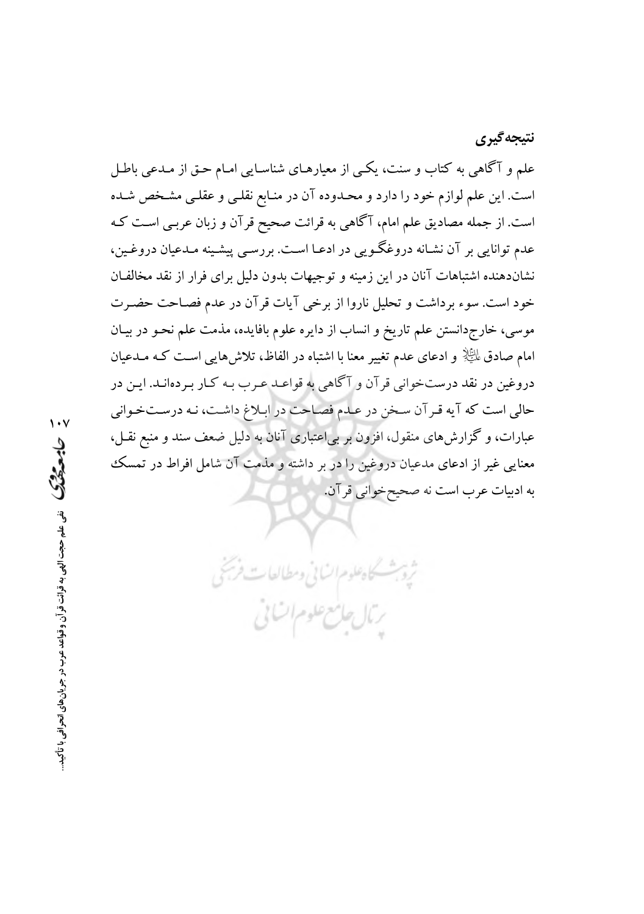## نتیجه‌گیری

علم و آگاهی به کتاب و سنت، یکی از معیارهای شناسایی امام حق از مدعی باطل است. این علم لوازم خود را دارد و محدوده آن در منابع نقلی و عقلی مشخص شده است. از جمله مصادیق علم امام، آگاهی به قرائت صحیح قرآن و زبان عربی است که عدم توانایی بر آن نشانه دروغگویی در ادعا است. بررسی پیشینه مدعیان دروغین، نشان‌دهنده اشتباهات آنان در این زمینه و توجیهات بدون دلیل برای فرار از نقد مخالفان خود است. سوء برداشت و تحلیل ناروا از برخی آیات قرآن در عدم فصاحت حضرت موسی، خارج‌دانستن علم تاریخ و انساب از دایره علوم بافایده، مذمت علم نحو در بیان امام صادق علیه‌السلام و ادعای عدم تغییر معنا با اشتباه در الفاظ، تلاش‌هایی است که مدعیان دروغین در نقد درست‌خوانی قرآن و آگاهی به قواعد عرب به کار برده‌اند. این در حالی است که آیه قرآن سخن در عدم فصاحت در ابلاغ داشت، نه درست‌خوانی عبارات، و گزارش‌های منقول، افزون بر بی‌اعتباری آنان به دلیل ضعف سند و منبع نقل، معنایی غیر از ادعای مدعیان دروغین را در بر داشته و مذمت آن شامل افراط در تمسک به ادبیات عرب است نه صحیح‌خوانی قرآن.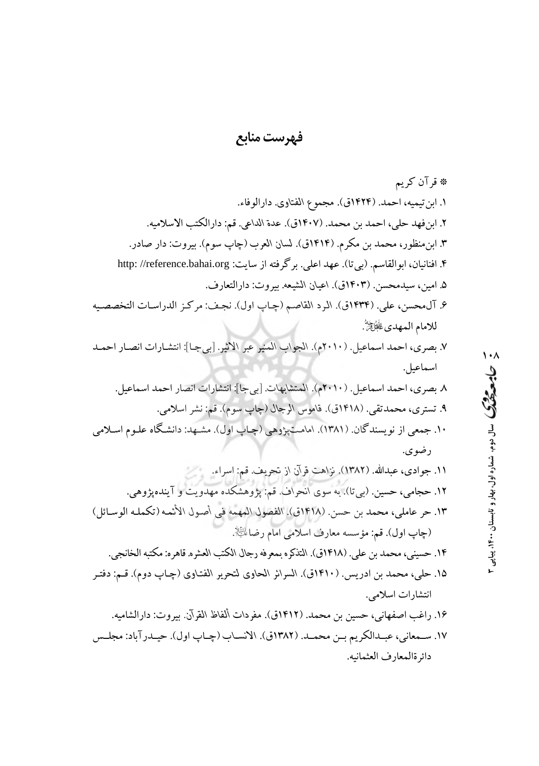# فهرست منابع

* قرآن کریم

۱. ابن‌تیمیه، احمد. (۱۴۲۴ق). مجموع الفتاوی. دارالوفاء.

۲. ابن‌فهد حلی، احمد بن محمد. (۱۴۰۷ق). عدة الداعی. قم: دارالکتب الاسلامیه.

۳. ابن‌منظور، محمد بن مکرم. (۱۴۱۴ق). لسان العرب (چاپ سوم). بیروت: دار صادر.

۴. افنانیان، ابوالقاسم. (بی‌تا). عهد اعلی. برگرفته از سایت: http: //reference.bahai.org

۵. امین، سیدمحسن. (۱۴۰۳ق). اعیان الشیعه. بیروت: دارالتعارف.

۶. آل‌محسن، علی. (۱۴۳۴ق). الرد القاصم (چاپ اول). نجف: مرکز الدراسات التخصصیه للامام المهدی عجل‌الله‌تعالی‌فرجه.

۷. بصری، احمد اسماعیل. (۲۰۱۰م). الجواب المنیر عبر الاثیر. [بی‌جا]: انتشارات انصار احمد اسماعیل.

۸. بصری، احمد اسماعیل. (۲۰۱۰م). المتشابهات. [بی‌جا]: انتشارات انصار احمد اسماعیل.

۹. تستری، محمدتقی. (۱۴۱۸ق). قاموس الرجال (چاپ سوم). قم: نشر اسلامی.

۱۰. جمعی از نویسندگان. (۱۳۸۱). امامت‌پژوهی (چاپ اول). مشهد: دانشگاه علوم اسلامی رضوی.

۱۱. جوادی، عبدالله. (۱۳۸۲). نزاهت قرآن از تحریف. قم: اسراء.

۱۲. حجامی، حسین. (بی‌تا). به سوی انحراف. قم: پژوهشکده مهدویت و آینده‌پژوهی.

۱۳. حر عاملی، محمد بن حسن. (۱۴۱۸ق). الفصول المهمه فی أصول الأئمه (تکمله الوسائل) (چاپ اول). قم: مؤسسه معارف اسلامی امام رضا علیه‌السلام.

۱۴. حسینی، محمد بن علی. (۱۴۱۸ق). التذکره بمعرفه رجال الکتب العشره. قاهره: مکتبه الخانجی.

۱۵. حلی، محمد بن ادریس. (۱۴۱۰ق). السرائر الحاوی لتحریر الفتاوی (چاپ دوم). قم: دفتر انتشارات اسلامی.

۱۶. راغب اصفهانی، حسین بن محمد. (۱۴۱۲ق). مفردات ألفاظ القرآن. بیروت: دارالشامیه.

۱۷. سمعانی، عبدالکریم بن محمد. (۱۳۸۲ق). الانساب (چاپ اول). حیدرآباد: مجلس دائرةالمعارف العثمانیه.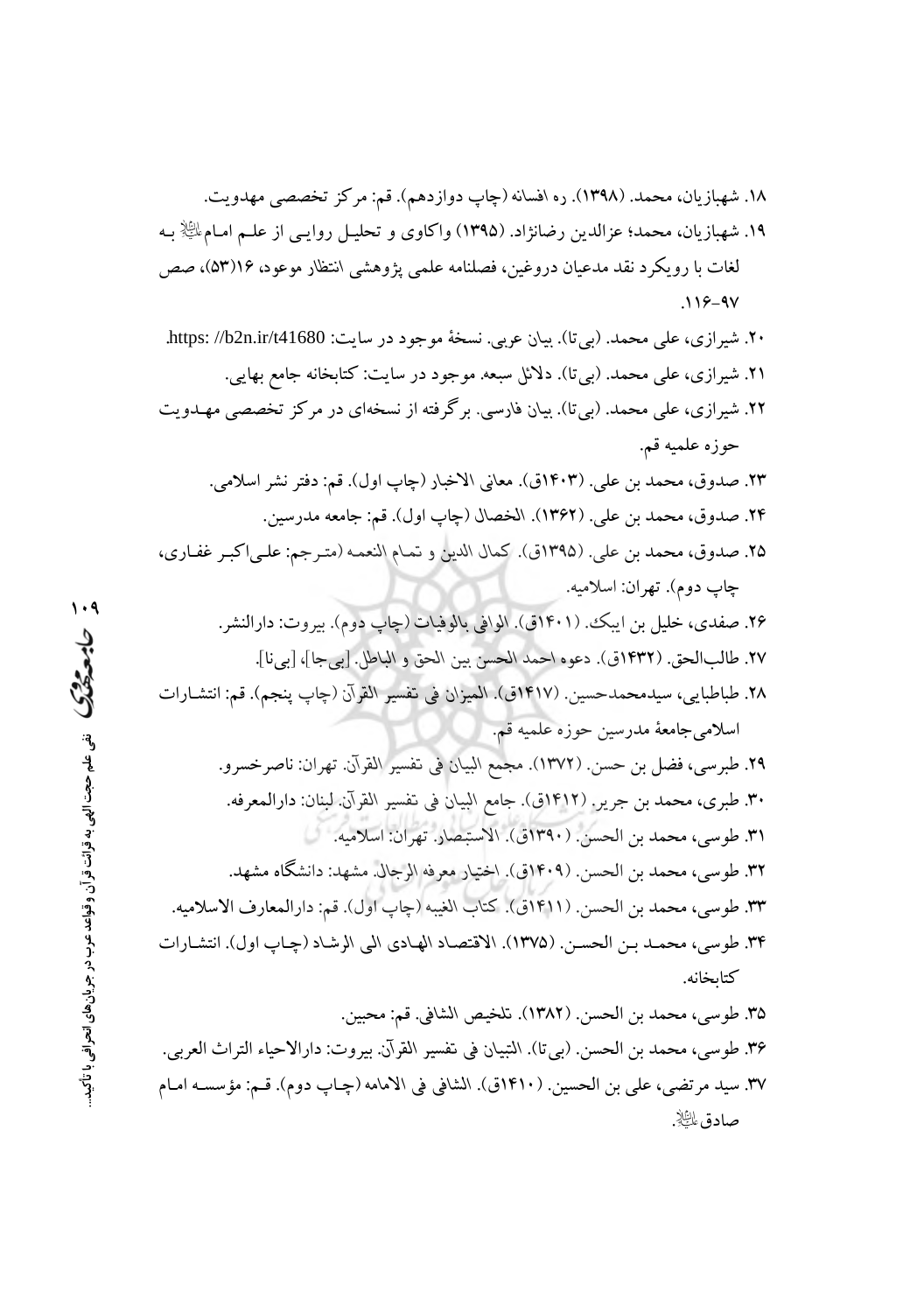۱۸. شهبازیان، محمد. (۱۳۹۸). ره افسانه (چاپ دوازدهم). قم: مرکز تخصصی مهدویت.

۱۹. شهبازیان، محمد؛ عزالدین رضانژاد. (۱۳۹۵) واکاوی و تحلیل روایی از علم امام علیه‌السلام به لغات با رویکرد نقد مدعیان دروغین، فصلنامه علمی پژوهشی انتظار موعود، ۱۶(۵۳)، صص ۱۱۶-۹۷.

۲۰. شیرازی، علی محمد. (بی‌تا). بیان عربی. نسخهٔ موجود در سایت: https: //b2n.ir/t41680.

۲۱. شیرازی، علی محمد. (بی‌تا). دلائل سبعه. موجود در سایت: کتابخانه جامع بهایی.

۲۲. شیرازی، علی محمد. (بی‌تا). بیان فارسی. برگرفته از نسخه‌ای در مرکز تخصصی مهدویت حوزه علمیه قم.

۲۳. صدوق، محمد بن علی. (۱۴۰۳ق). معانی الاخبار (چاپ اول). قم: دفتر نشر اسلامی.

۲۴. صدوق، محمد بن علی. (۱۳۶۲). الخصال (چاپ اول). قم: جامعه مدرسین.

۲۵. صدوق، محمد بن علی. (۱۳۹۵ق). کمال الدین و تمام النعمه (مترجم: علی‌اکبر غفاری، چاپ دوم). تهران: اسلامیه.

۲۶. صفدی، خلیل بن ایبک. (۱۴۰۱ق). الوافی بالوفیات (چاپ دوم). بیروت: دارالنشر.

۲۷. طالب‌الحق. (۱۴۳۲ق). دعوه احمد الحسن بین الحق و الباطل. [بی‌جا]، [بی‌نا].

۲۸. طباطبایی، سیدمحمدحسین. (۱۴۱۷ق). المیزان فی تفسیر القرآن (چاپ پنجم). قم: انتشارات اسلامی جامعهٔ مدرسین حوزه علمیه قم.

۲۹. طبرسی، فضل بن حسن. (۱۳۷۲). مجمع البیان فی تفسیر القرآن. تهران: ناصرخسرو.

۳۰. طبری، محمد بن جریر. (۱۴۱۲ق). جامع البیان فی تفسیر القرآن. لبنان: دارالمعرفه.

۳۱. طوسی، محمد بن الحسن. (۱۳۹۰ق). الاستبصار. تهران: اسلامیه.

۳۲. طوسی، محمد بن الحسن. (۱۴۰۹ق). اختیار معرفه الرجال. مشهد: دانشگاه مشهد.

۳۳. طوسی، محمد بن الحسن. (۱۴۱۱ق). کتاب الغیبه (چاپ اول). قم: دارالمعارف الاسلامیه.

۳۴. طوسی، محمد بن الحسن. (۱۳۷۵). الاقتصاد الهادی الی الرشاد (چاپ اول). انتشارات کتابخانه.

۳۵. طوسی، محمد بن الحسن. (۱۳۸۲). تلخیص الشافی. قم: محبین.

۳۶. طوسی، محمد بن الحسن. (بی‌تا). التبیان فی تفسیر القرآن. بیروت: دارالاحیاء التراث العربی.

۳۷. سید مرتضی، علی بن الحسین. (۱۴۱۰ق). الشافی فی الامامه (چاپ دوم). قم: مؤسسه امام صادق علیه‌السلام.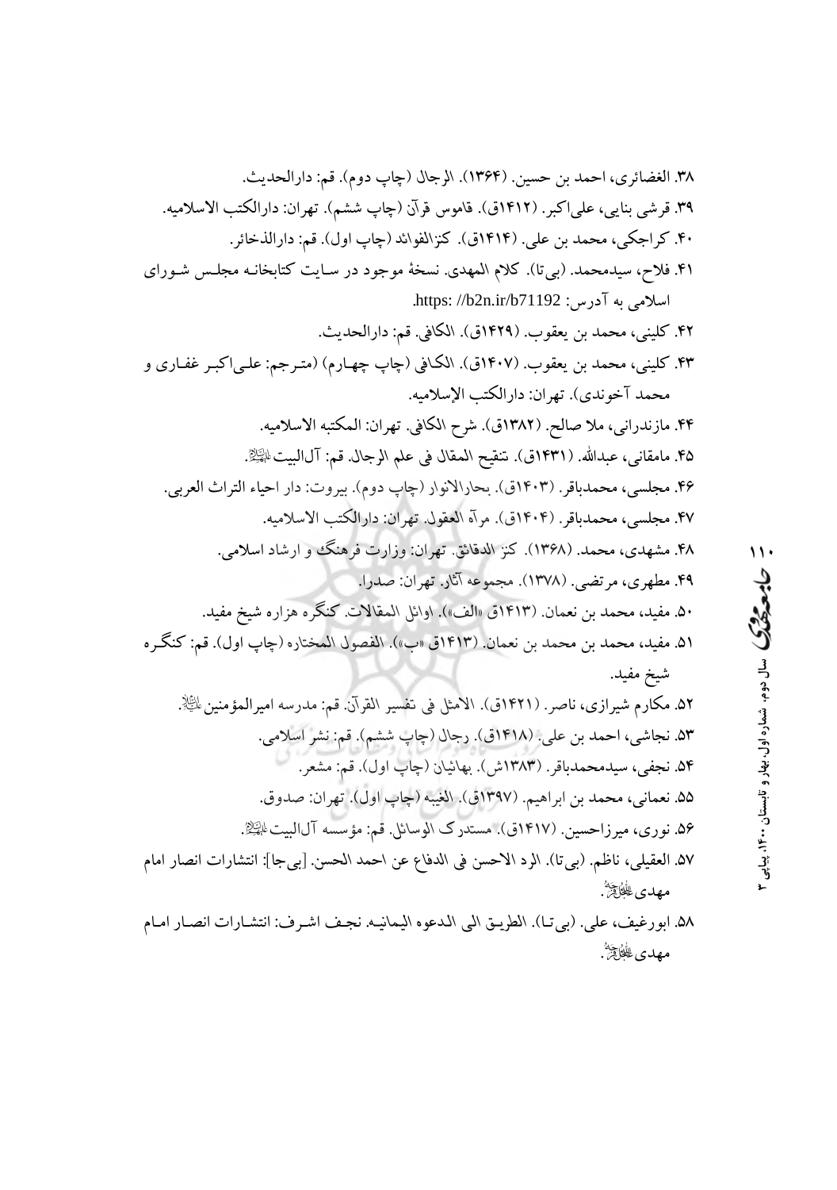۳۸. الغضائری، احمد بن حسین. (۱۳۶۴). الرجال (چاپ دوم). قم: دارالحدیث.

۳۹. قرشی بنایی، علی‌اکبر. (۱۴۱۲ق). قاموس قرآن (چاپ ششم). تهران: دارالکتب الاسلامیه.

۴۰. کراجکی، محمد بن علی. (۱۴۱۴ق). کنزالفوائد (چاپ اول). قم: دارالذخائر.

۴۱. فلاح، سیدمحمد. (بی‌تا). کلام المهدی. نسخهٔ موجود در سایت کتابخانه مجلس شورای اسلامی به آدرس: https: //b2n.ir/b71192.

۴۲. کلینی، محمد بن یعقوب. (۱۴۲۹ق). الکافی. قم: دارالحدیث.

۴۳. کلینی، محمد بن یعقوب. (۱۴۰۷ق). الکافی (چاپ چهارم) (مترجم: علی‌اکبر غفاری و محمد آخوندی). تهران: دارالکتب الإسلامیه.

۴۴. مازندرانی، ملا صالح. (۱۳۸۲ق). شرح الکافی. تهران: المکتبه الاسلامیه.

۴۵. مامقانی، عبدالله. (۱۴۳۱ق). تنقیح المقال فی علم الرجال. قم: آل‌البیت علیهم‌السلام.

۴۶. مجلسی، محمدباقر. (۱۴۰۳ق). بحارالانوار (چاپ دوم). بیروت: دار احیاء التراث العربی.

۴۷. مجلسی، محمدباقر. (۱۴۰۴ق). مرآة العقول. تهران: دارالکتب الاسلامیه.

۴۸. مشهدی، محمد. (۱۳۶۸). کنز الدقائق. تهران: وزارت فرهنگ و ارشاد اسلامی.

۴۹. مطهری، مرتضی. (۱۳۷۸). مجموعه آثار. تهران: صدرا.

۵۰. مفید، محمد بن نعمان. (۱۴۱۳ق «الف»). اوائل المقالات. کنگره هزاره شیخ مفید.

۵۱. مفید، محمد بن محمد بن نعمان. (۱۴۱۳ق «ب»). الفصول المختاره (چاپ اول). قم: کنگره شیخ مفید.

۵۲. مکارم شیرازی، ناصر. (۱۴۲۱ق). الامثل فی تفسیر القرآن. قم: مدرسه امیرالمؤمنین علیه‌السلام.

۵۳. نجاشی، احمد بن علی. (۱۴۱۸ق). رجال (چاپ ششم). قم: نشر اسلامی.

۵۴. نجفی، سیدمحمدباقر. (۱۳۸۳ش). بهائیان (چاپ اول). قم: مشعر.

۵۵. نعمانی، محمد بن ابراهیم. (۱۳۹۷ق). الغیبه (چاپ اول). تهران: صدوق.

۵۶. نوری، میرزاحسین. (۱۴۱۷ق). مستدرک الوسائل. قم: مؤسسه آل‌البیت علیهم‌السلام.

۵۷. العقیلی، ناظم. (بی‌تا). الرد الاحسن فی الدفاع عن احمد الحسن. [بی‌جا]: انتشارات انصار امام مهدی عجل‌الله‌تعالی‌فرجه.

۵۸. ابورغیف، علی. (بی‌تا). الطریق الی الدعوه الیمانیه. نجف اشرف: انتشارات انصار امام مهدی عجل‌الله‌تعالی‌فرجه.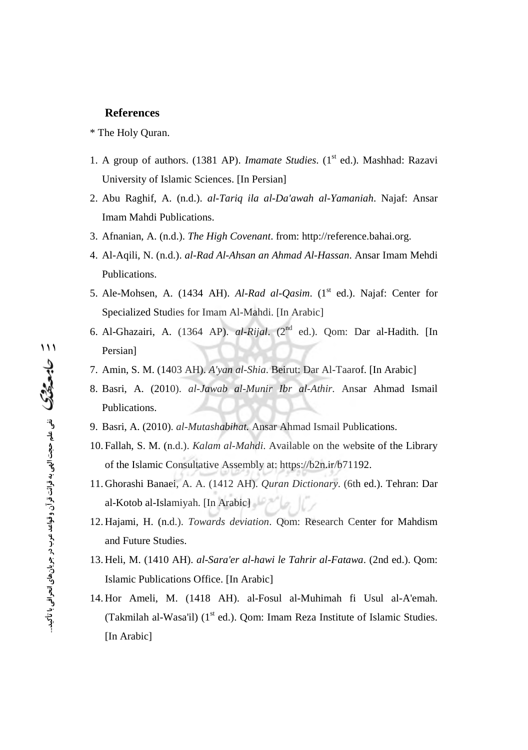## References

* The Holy Quran.

1. A group of authors. (1381 AP). *Imamate Studies*. (1st ed.). Mashhad: Razavi University of Islamic Sciences. [In Persian]
2. Abu Raghif, A. (n.d.). *al-Tariq ila al-Da'awah al-Yamaniah*. Najaf: Ansar Imam Mahdi Publications.
3. Afnanian, A. (n.d.). *The High Covenant*. from: http://reference.bahai.org.
4. Al-Aqili, N. (n.d.). *al-Rad Al-Ahsan an Ahmad Al-Hassan*. Ansar Imam Mehdi Publications.
5. Ale-Mohsen, A. (1434 AH). *Al-Rad al-Qasim*. (1st ed.). Najaf: Center for Specialized Studies for Imam Al-Mahdi. [In Arabic]
6. Al-Ghazairi, A. (1364 AP). *al-Rijal*. (2nd ed.). Qom: Dar al-Hadith. [In Persian]
7. Amin, S. M. (1403 AH). *A'yan al-Shia*. Beirut: Dar Al-Taarof. [In Arabic]
8. Basri, A. (2010). *al-Jawab al-Munir Ibr al-Athir*. Ansar Ahmad Ismail Publications.
9. Basri, A. (2010). *al-Mutashabihat.* Ansar Ahmad Ismail Publications.
10. Fallah, S. M. (n.d.). *Kalam al-Mahdi*. Available on the website of the Library of the Islamic Consultative Assembly at: https://b2n.ir/b71192.
11. Ghorashi Banaei, A. A. (1412 AH). *Quran Dictionary*. (6th ed.). Tehran: Dar al-Kotob al-Islamiyah. [In Arabic]
12. Hajami, H. (n.d.). *Towards deviation*. Qom: Research Center for Mahdism and Future Studies.
13. Heli, M. (1410 AH). *al-Sara'er al-hawi le Tahrir al-Fatawa*. (2nd ed.). Qom: Islamic Publications Office. [In Arabic]
14. Hor Ameli, M. (1418 AH). al-Fosul al-Muhimah fi Usul al-A'emah. (Takmilah al-Wasa'il) (1st ed.). Qom: Imam Reza Institute of Islamic Studies. [In Arabic]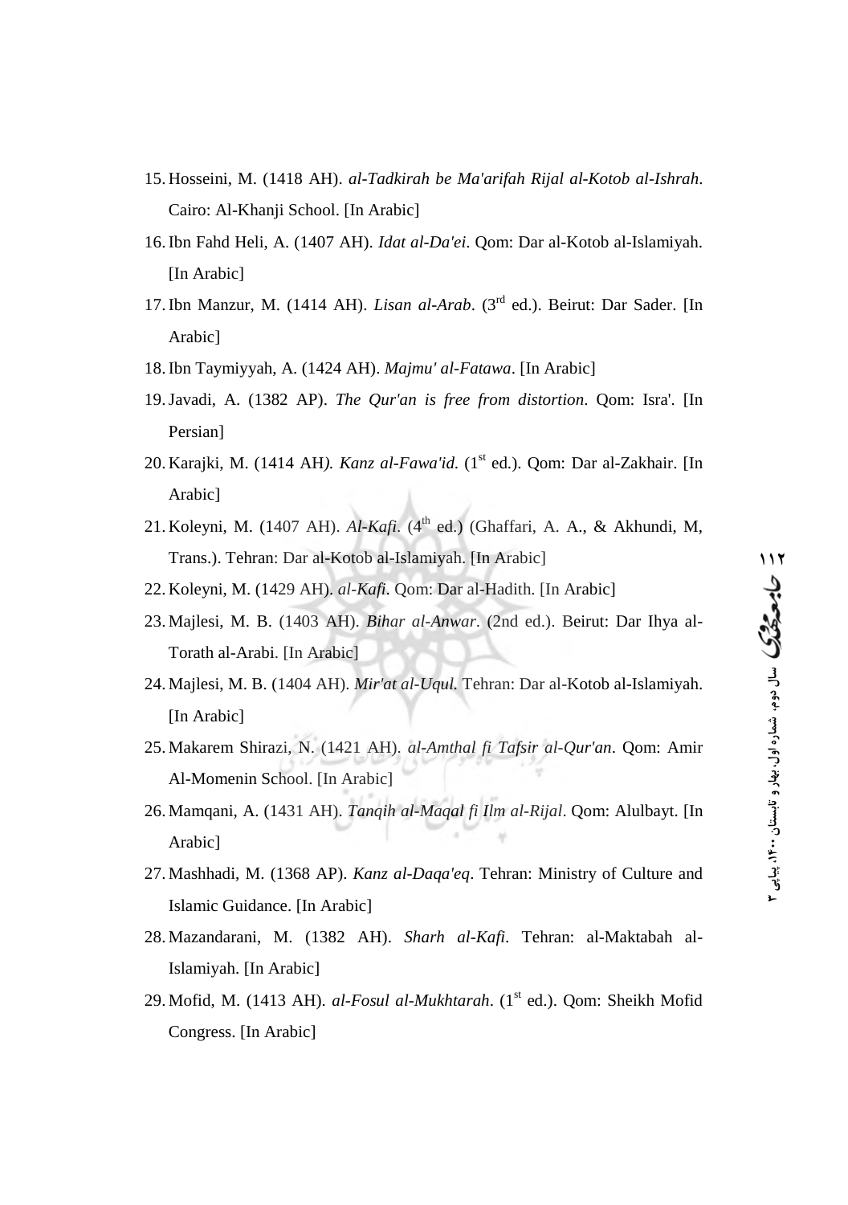15. Hosseini, M. (1418 AH). *al-Tadkirah be Ma'arifah Rijal al-Kotob al-Ishrah*. Cairo: Al-Khanji School. [In Arabic]
16. Ibn Fahd Heli, A. (1407 AH). *Idat al-Da'ei*. Qom: Dar al-Kotob al-Islamiyah. [In Arabic]
17. Ibn Manzur, M. (1414 AH). *Lisan al-Arab*. (3rd ed.). Beirut: Dar Sader. [In Arabic]
18. Ibn Taymiyyah, A. (1424 AH). *Majmu' al-Fatawa*. [In Arabic]
19. Javadi, A. (1382 AP). *The Qur'an is free from distortion*. Qom: Isra'. [In Persian]
20. Karajki, M. (1414 AH*). Kanz al-Fawa'id.* (1st ed.). Qom: Dar al-Zakhair. [In Arabic]
21. Koleyni, M. (1407 AH). *Al-Kafi*. (4th ed.) (Ghaffari, A. A., & Akhundi, M, Trans.). Tehran: Dar al-Kotob al-Islamiyah. [In Arabic]
22. Koleyni, M. (1429 AH). *al-Kafi*. Qom: Dar al-Hadith. [In Arabic]
23. Majlesi, M. B. (1403 AH). *Bihar al-Anwar*. (2nd ed.). Beirut: Dar Ihya al-Torath al-Arabi. [In Arabic]
24. Majlesi, M. B. (1404 AH). *Mir'at al-Uqul.* Tehran: Dar al-Kotob al-Islamiyah. [In Arabic]
25. Makarem Shirazi, N. (1421 AH). *al-Amthal fi Tafsir al-Qur'an*. Qom: Amir Al-Momenin School. [In Arabic]
26. Mamqani, A. (1431 AH). *Tanqih al-Maqal fi Ilm al-Rijal*. Qom: Alulbayt. [In Arabic]
27. Mashhadi, M. (1368 AP). *Kanz al-Daqa'eq*. Tehran: Ministry of Culture and Islamic Guidance. [In Arabic]
28. Mazandarani, M. (1382 AH). *Sharh al-Kafi*. Tehran: al-Maktabah al-Islamiyah. [In Arabic]
29. Mofid, M. (1413 AH). *al-Fosul al-Mukhtarah*. (1st ed.). Qom: Sheikh Mofid Congress. [In Arabic]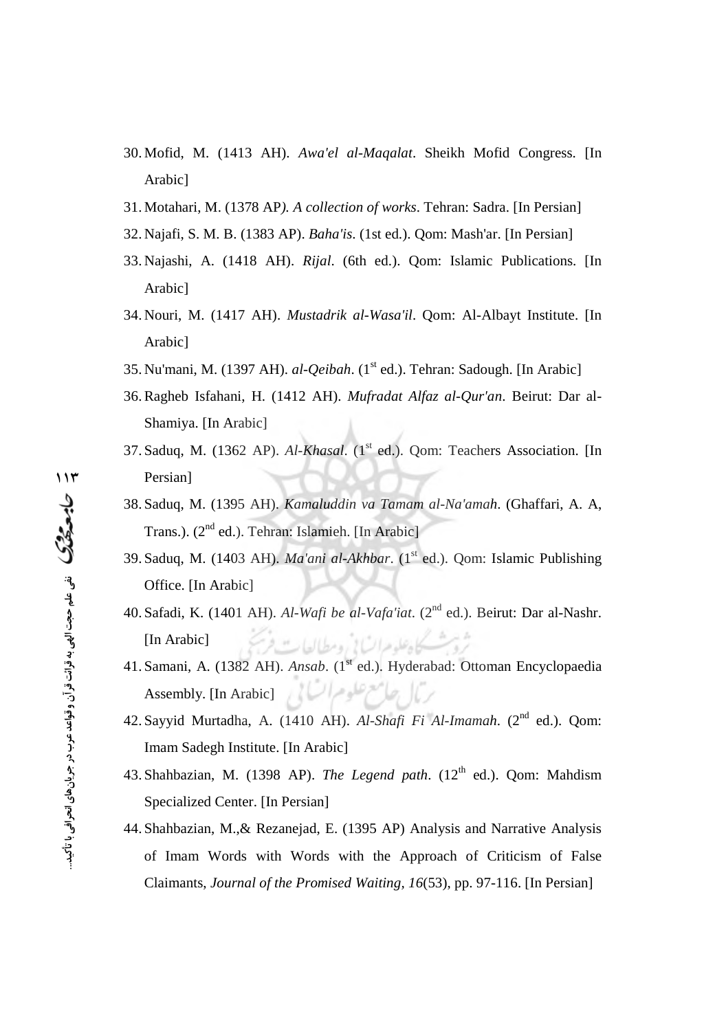30. Mofid, M. (1413 AH). *Awa'el al-Maqalat*. Sheikh Mofid Congress. [In Arabic]
31. Motahari, M. (1378 AP*). A collection of works*. Tehran: Sadra. [In Persian]
32. Najafi, S. M. B. (1383 AP). *Baha'is*. (1st ed.). Qom: Mash'ar. [In Persian]
33. Najashi, A. (1418 AH). *Rijal*. (6th ed.). Qom: Islamic Publications. [In Arabic]
34. Nouri, M. (1417 AH). *Mustadrik al-Wasa'il*. Qom: Al-Albayt Institute. [In Arabic]
35. Nu'mani, M. (1397 AH). *al-Qeibah*. (1st ed.). Tehran: Sadough. [In Arabic]
36. Ragheb Isfahani, H. (1412 AH). *Mufradat Alfaz al-Qur'an*. Beirut: Dar al-Shamiya. [In Arabic]
37. Saduq, M. (1362 AP). *Al-Khasal*. (1st ed.). Qom: Teachers Association. [In Persian]
38. Saduq, M. (1395 AH). *Kamaluddin va Tamam al-Na'amah*. (Ghaffari, A. A, Trans.). (2nd ed.). Tehran: Islamieh. [In Arabic]
39. Saduq, M. (1403 AH). *Ma'ani al-Akhbar*. (1st ed.). Qom: Islamic Publishing Office. [In Arabic]
40. Safadi, K. (1401 AH). *Al-Wafi be al-Vafa'iat*. (2nd ed.). Beirut: Dar al-Nashr. [In Arabic]
41. Samani, A. (1382 AH). *Ansab*. (1st ed.). Hyderabad: Ottoman Encyclopaedia Assembly. [In Arabic]
42. Sayyid Murtadha, A. (1410 AH). *Al-Shafi Fi Al-Imamah*. (2nd ed.). Qom: Imam Sadegh Institute. [In Arabic]
43. Shahbazian, M. (1398 AP). *The Legend path*. (12th ed.). Qom: Mahdism Specialized Center. [In Persian]
44. Shahbazian, M.,& Rezanejad, E. (1395 AP) Analysis and Narrative Analysis of Imam Words with Words with the Approach of Criticism of False Claimants, *Journal of the Promised Waiting, 16*(53), pp. 97-116. [In Persian]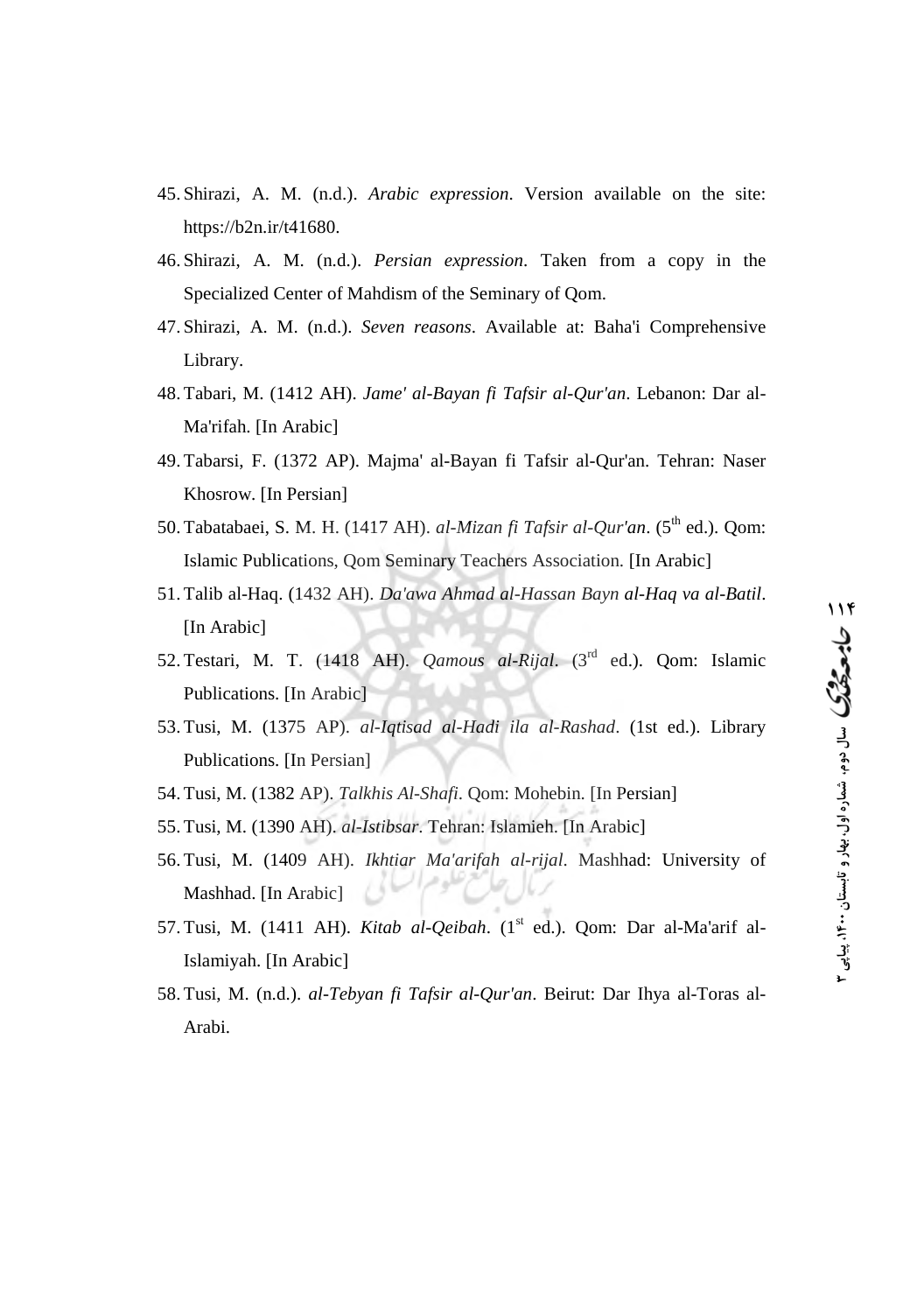45. Shirazi, A. M. (n.d.). *Arabic expression*. Version available on the site: https://b2n.ir/t41680.
46. Shirazi, A. M. (n.d.). *Persian expression*. Taken from a copy in the Specialized Center of Mahdism of the Seminary of Qom.
47. Shirazi, A. M. (n.d.). *Seven reasons*. Available at: Baha'i Comprehensive Library.
48. Tabari, M. (1412 AH). *Jame' al-Bayan fi Tafsir al-Qur'an*. Lebanon: Dar al-Ma'rifah. [In Arabic]
49. Tabarsi, F. (1372 AP). Majma' al-Bayan fi Tafsir al-Qur'an. Tehran: Naser Khosrow. [In Persian]
50. Tabatabaei, S. M. H. (1417 AH). *al-Mizan fi Tafsir al-Qur'an*. (5th ed.). Qom: Islamic Publications, Qom Seminary Teachers Association. [In Arabic]
51. Talib al-Haq. (1432 AH). *Da'awa Ahmad al-Hassan Bayn al-Haq va al-Batil*. [In Arabic]
52. Testari, M. T. (1418 AH). *Qamous al-Rijal*. (3rd ed.). Qom: Islamic Publications. [In Arabic]
53. Tusi, M. (1375 AP). *al-Iqtisad al-Hadi ila al-Rashad*. (1st ed.). Library Publications. [In Persian]
54. Tusi, M. (1382 AP). *Talkhis Al-Shafi*. Qom: Mohebin. [In Persian]
55. Tusi, M. (1390 AH). *al-Istibsar*. Tehran: Islamieh. [In Arabic]
56. Tusi, M. (1409 AH). *Ikhtiar Ma'arifah al-rijal*. Mashhad: University of Mashhad. [In Arabic]
57. Tusi, M. (1411 AH). *Kitab al-Qeibah*. (1st ed.). Qom: Dar al-Ma'arif al-Islamiyah. [In Arabic]
58. Tusi, M. (n.d.). *al-Tebyan fi Tafsir al-Qur'an*. Beirut: Dar Ihya al-Toras al-Arabi.